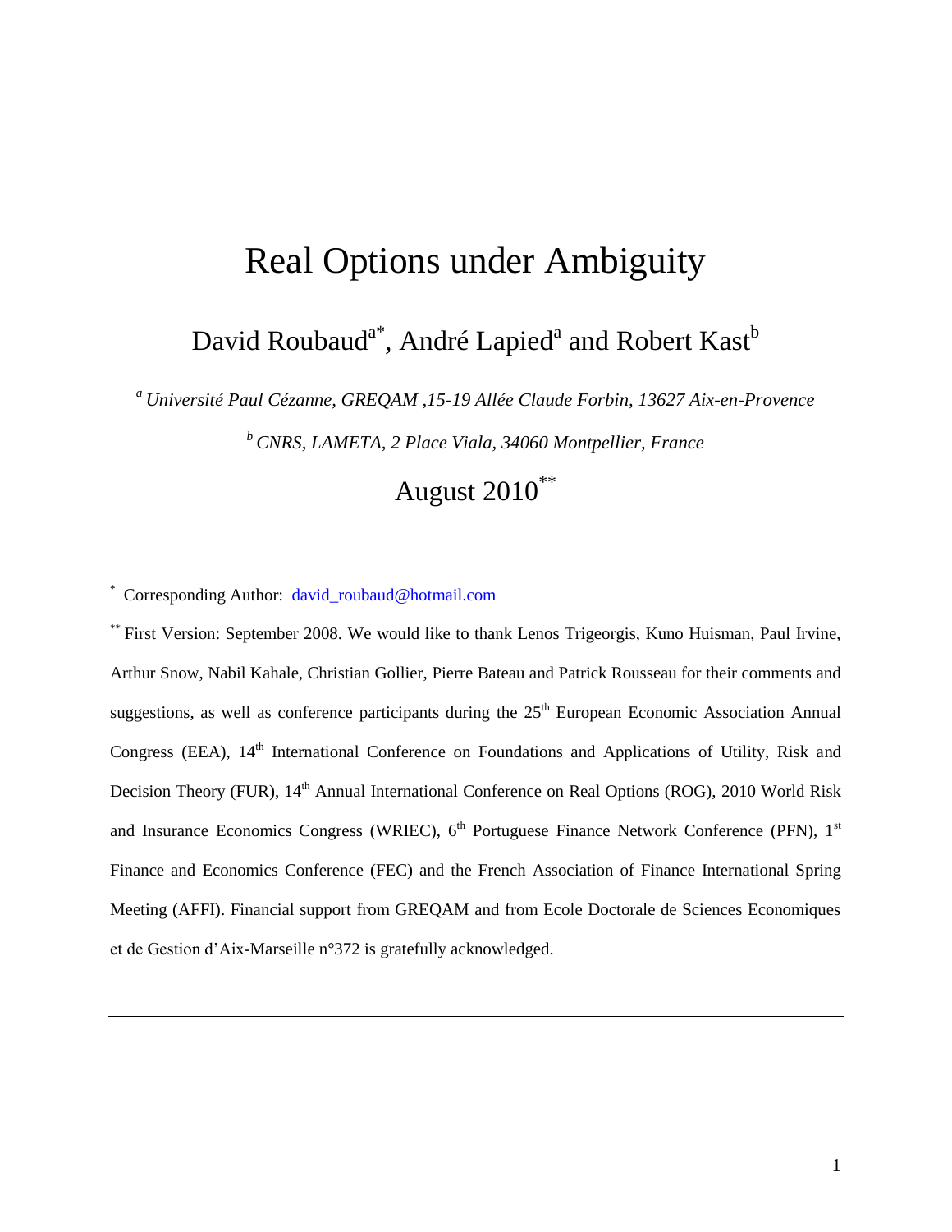# Real Options under Ambiguity

David Roubaud[a*], André Lapied[a] and Robert Kast[b]

[a] *Université Paul Cézanne, GREQAM ,15-19 Allée Claude Forbin, 13627 Aix-en-Provence*

[b] *CNRS, LAMETA, 2 Place Viala, 34060 Montpellier, France*

August 2010[**]

---

[*] Corresponding Author: david_roubaud@hotmail.com

[**] First Version: September 2008. We would like to thank Lenos Trigeorgis, Kuno Huisman, Paul Irvine, Arthur Snow, Nabil Kahale, Christian Gollier, Pierre Bateau and Patrick Rousseau for their comments and suggestions, as well as conference participants during the 25th European Economic Association Annual Congress (EEA), 14th International Conference on Foundations and Applications of Utility, Risk and Decision Theory (FUR), 14th Annual International Conference on Real Options (ROG), 2010 World Risk and Insurance Economics Congress (WRIEC), 6th Portuguese Finance Network Conference (PFN), 1st Finance and Economics Conference (FEC) and the French Association of Finance International Spring Meeting (AFFI). Financial support from GREQAM and from Ecole Doctorale de Sciences Economiques et de Gestion d'Aix-Marseille n°372 is gratefully acknowledged.

---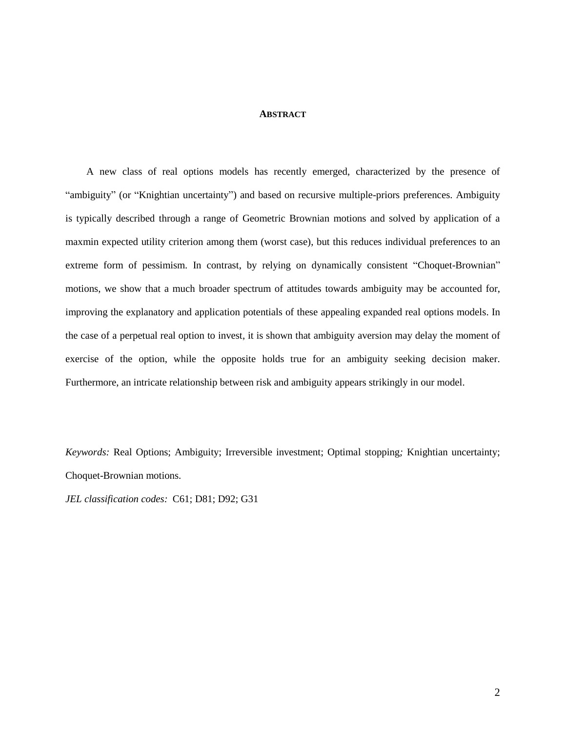## ABSTRACT

A new class of real options models has recently emerged, characterized by the presence of "ambiguity" (or "Knightian uncertainty") and based on recursive multiple-priors preferences. Ambiguity is typically described through a range of Geometric Brownian motions and solved by application of a maxmin expected utility criterion among them (worst case), but this reduces individual preferences to an extreme form of pessimism. In contrast, by relying on dynamically consistent "Choquet-Brownian" motions, we show that a much broader spectrum of attitudes towards ambiguity may be accounted for, improving the explanatory and application potentials of these appealing expanded real options models. In the case of a perpetual real option to invest, it is shown that ambiguity aversion may delay the moment of exercise of the option, while the opposite holds true for an ambiguity seeking decision maker. Furthermore, an intricate relationship between risk and ambiguity appears strikingly in our model.

*Keywords:* Real Options; Ambiguity; Irreversible investment; Optimal stopping*;* Knightian uncertainty; Choquet-Brownian motions.

*JEL classification codes:* C61; D81; D92; G31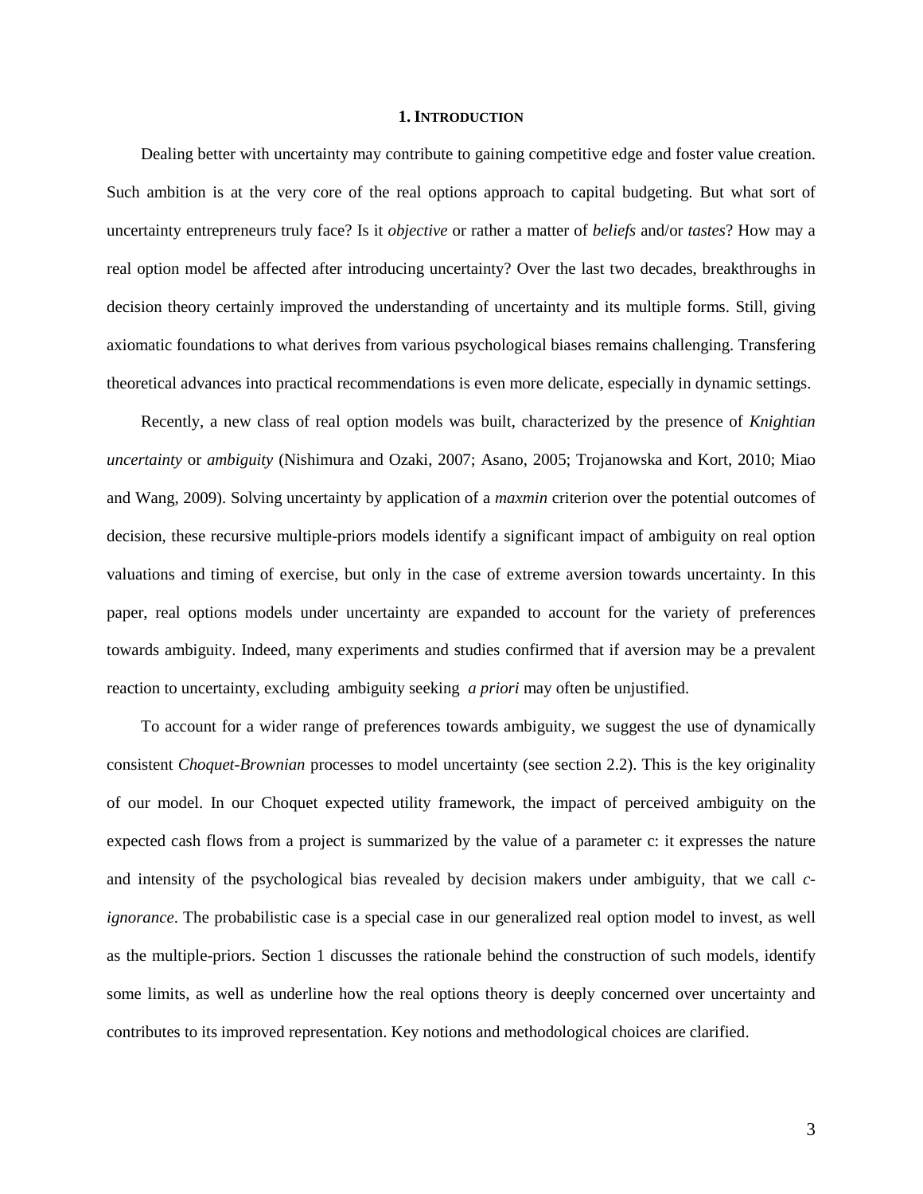# 1. INTRODUCTION

Dealing better with uncertainty may contribute to gaining competitive edge and foster value creation. Such ambition is at the very core of the real options approach to capital budgeting. But what sort of uncertainty entrepreneurs truly face? Is it *objective* or rather a matter of *beliefs* and/or *tastes*? How may a real option model be affected after introducing uncertainty? Over the last two decades, breakthroughs in decision theory certainly improved the understanding of uncertainty and its multiple forms. Still, giving axiomatic foundations to what derives from various psychological biases remains challenging. Transfering theoretical advances into practical recommendations is even more delicate, especially in dynamic settings.

Recently, a new class of real option models was built, characterized by the presence of *Knightian uncertainty* or *ambiguity* (Nishimura and Ozaki, 2007; Asano, 2005; Trojanowska and Kort, 2010; Miao and Wang, 2009). Solving uncertainty by application of a *maxmin* criterion over the potential outcomes of decision, these recursive multiple-priors models identify a significant impact of ambiguity on real option valuations and timing of exercise, but only in the case of extreme aversion towards uncertainty. In this paper, real options models under uncertainty are expanded to account for the variety of preferences towards ambiguity. Indeed, many experiments and studies confirmed that if aversion may be a prevalent reaction to uncertainty, excluding ambiguity seeking *a priori* may often be unjustified.

To account for a wider range of preferences towards ambiguity, we suggest the use of dynamically consistent *Choquet-Brownian* processes to model uncertainty (see section 2.2). This is the key originality of our model. In our Choquet expected utility framework, the impact of perceived ambiguity on the expected cash flows from a project is summarized by the value of a parameter c: it expresses the nature and intensity of the psychological bias revealed by decision makers under ambiguity, that we call *c-ignorance*. The probabilistic case is a special case in our generalized real option model to invest, as well as the multiple-priors. Section 1 discusses the rationale behind the construction of such models, identify some limits, as well as underline how the real options theory is deeply concerned over uncertainty and contributes to its improved representation. Key notions and methodological choices are clarified.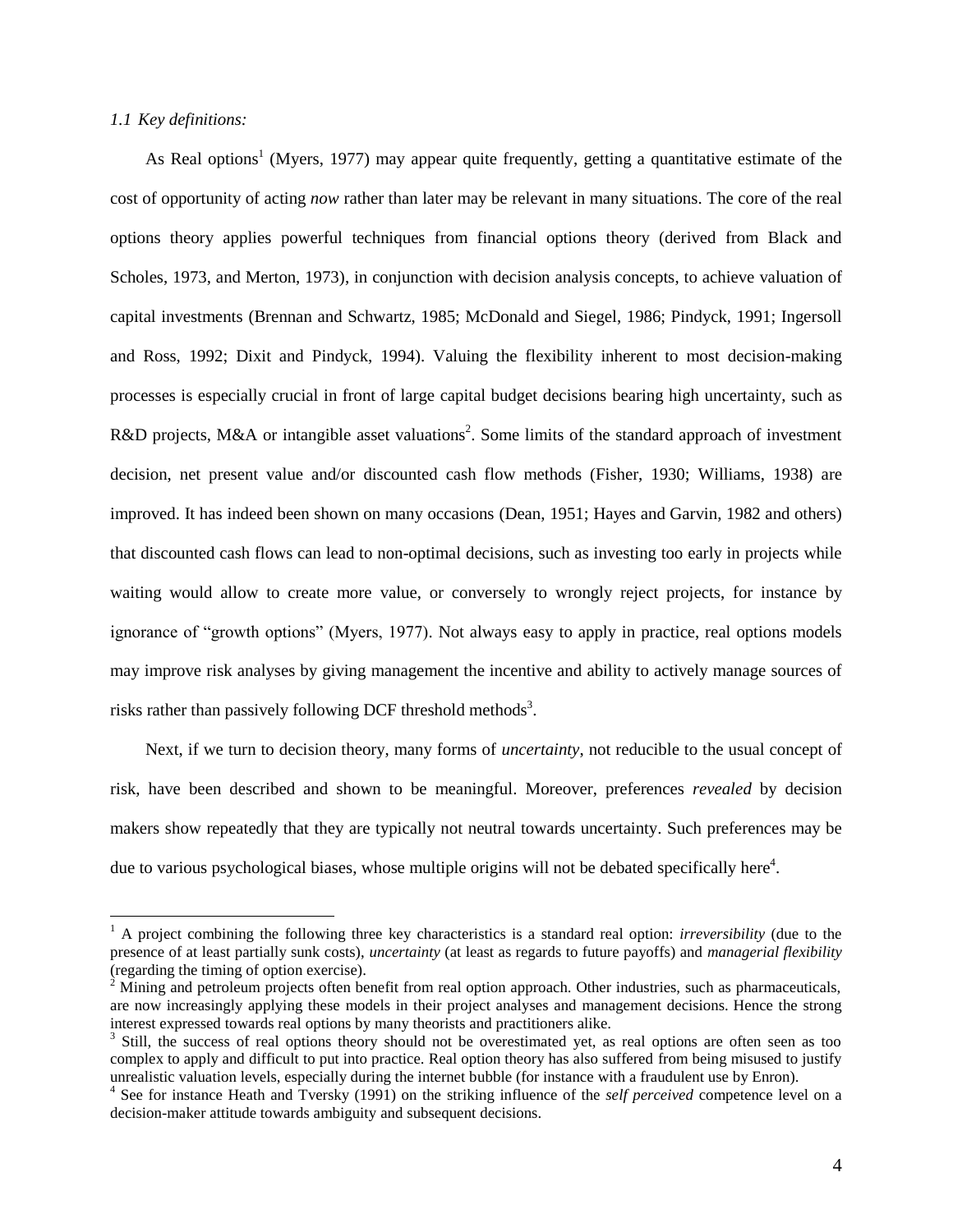*1.1 Key definitions:*

As Real options[1] (Myers, 1977) may appear quite frequently, getting a quantitative estimate of the cost of opportunity of acting *now* rather than later may be relevant in many situations. The core of the real options theory applies powerful techniques from financial options theory (derived from Black and Scholes, 1973, and Merton, 1973), in conjunction with decision analysis concepts, to achieve valuation of capital investments (Brennan and Schwartz, 1985; McDonald and Siegel, 1986; Pindyck, 1991; Ingersoll and Ross, 1992; Dixit and Pindyck, 1994). Valuing the flexibility inherent to most decision-making processes is especially crucial in front of large capital budget decisions bearing high uncertainty, such as R&D projects, M&A or intangible asset valuations[2]. Some limits of the standard approach of investment decision, net present value and/or discounted cash flow methods (Fisher, 1930; Williams, 1938) are improved. It has indeed been shown on many occasions (Dean, 1951; Hayes and Garvin, 1982 and others) that discounted cash flows can lead to non-optimal decisions, such as investing too early in projects while waiting would allow to create more value, or conversely to wrongly reject projects, for instance by ignorance of "growth options" (Myers, 1977). Not always easy to apply in practice, real options models may improve risk analyses by giving management the incentive and ability to actively manage sources of risks rather than passively following DCF threshold methods[3].

Next, if we turn to decision theory, many forms of *uncertainty*, not reducible to the usual concept of risk, have been described and shown to be meaningful. Moreover, preferences *revealed* by decision makers show repeatedly that they are typically not neutral towards uncertainty. Such preferences may be due to various psychological biases, whose multiple origins will not be debated specifically here[4].

---

[1] A project combining the following three key characteristics is a standard real option: *irreversibility* (due to the presence of at least partially sunk costs), *uncertainty* (at least as regards to future payoffs) and *managerial flexibility* (regarding the timing of option exercise).

[2] Mining and petroleum projects often benefit from real option approach. Other industries, such as pharmaceuticals, are now increasingly applying these models in their project analyses and management decisions. Hence the strong interest expressed towards real options by many theorists and practitioners alike.

[3] Still, the success of real options theory should not be overestimated yet, as real options are often seen as too complex to apply and difficult to put into practice. Real option theory has also suffered from being misused to justify unrealistic valuation levels, especially during the internet bubble (for instance with a fraudulent use by Enron).

[4] See for instance Heath and Tversky (1991) on the striking influence of the *self perceived* competence level on a decision-maker attitude towards ambiguity and subsequent decisions.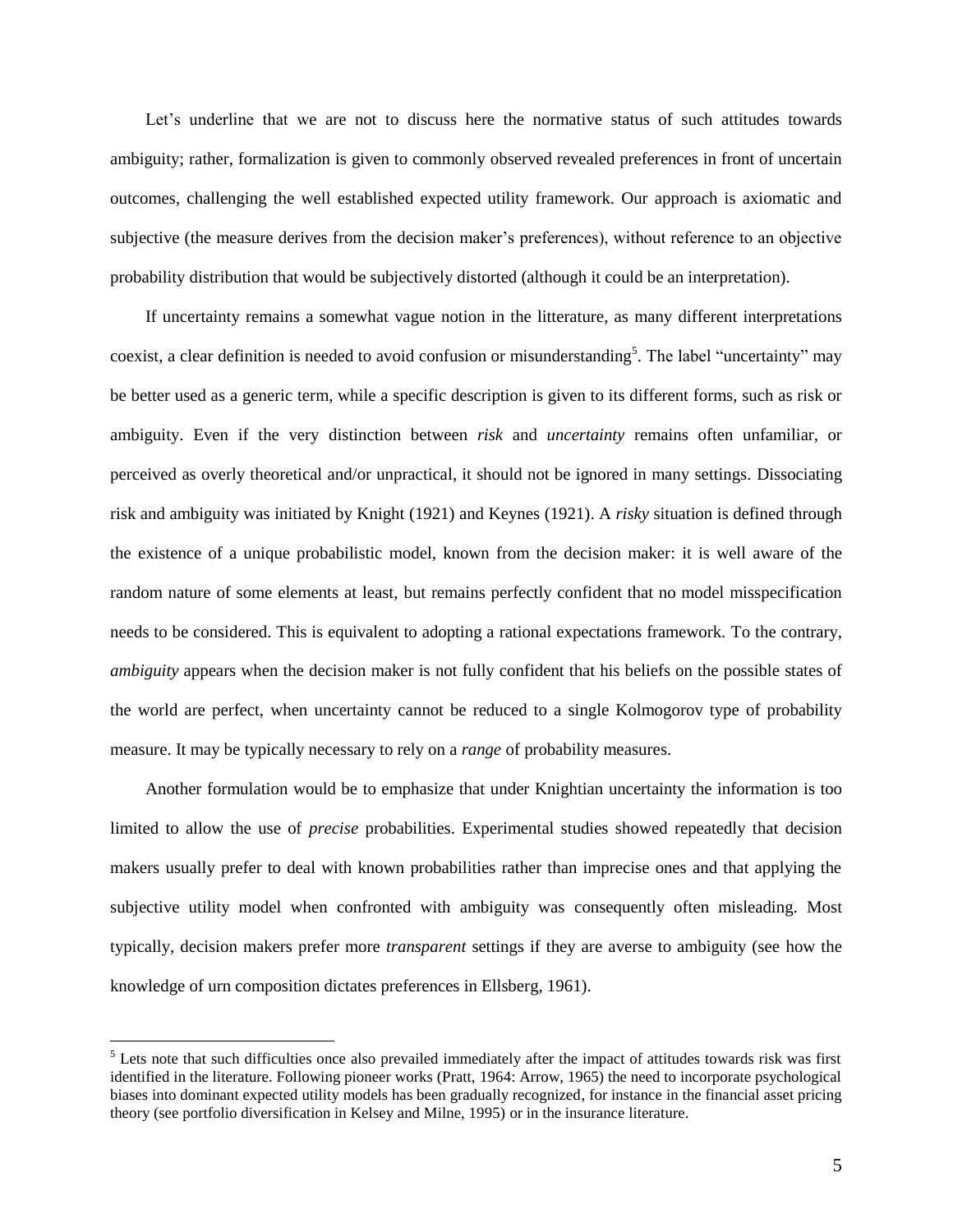Let's underline that we are not to discuss here the normative status of such attitudes towards ambiguity; rather, formalization is given to commonly observed revealed preferences in front of uncertain outcomes, challenging the well established expected utility framework. Our approach is axiomatic and subjective (the measure derives from the decision maker's preferences), without reference to an objective probability distribution that would be subjectively distorted (although it could be an interpretation).

If uncertainty remains a somewhat vague notion in the litterature, as many different interpretations coexist, a clear definition is needed to avoid confusion or misunderstanding[5]. The label "uncertainty" may be better used as a generic term, while a specific description is given to its different forms, such as risk or ambiguity. Even if the very distinction between *risk* and *uncertainty* remains often unfamiliar, or perceived as overly theoretical and/or unpractical, it should not be ignored in many settings. Dissociating risk and ambiguity was initiated by Knight (1921) and Keynes (1921). A *risky* situation is defined through the existence of a unique probabilistic model, known from the decision maker: it is well aware of the random nature of some elements at least, but remains perfectly confident that no model misspecification needs to be considered. This is equivalent to adopting a rational expectations framework. To the contrary, *ambiguity* appears when the decision maker is not fully confident that his beliefs on the possible states of the world are perfect, when uncertainty cannot be reduced to a single Kolmogorov type of probability measure. It may be typically necessary to rely on a *range* of probability measures.

Another formulation would be to emphasize that under Knightian uncertainty the information is too limited to allow the use of *precise* probabilities. Experimental studies showed repeatedly that decision makers usually prefer to deal with known probabilities rather than imprecise ones and that applying the subjective utility model when confronted with ambiguity was consequently often misleading. Most typically, decision makers prefer more *transparent* settings if they are averse to ambiguity (see how the knowledge of urn composition dictates preferences in Ellsberg, 1961).

[5] Lets note that such difficulties once also prevailed immediately after the impact of attitudes towards risk was first identified in the literature. Following pioneer works (Pratt, 1964: Arrow, 1965) the need to incorporate psychological biases into dominant expected utility models has been gradually recognized, for instance in the financial asset pricing theory (see portfolio diversification in Kelsey and Milne, 1995) or in the insurance literature.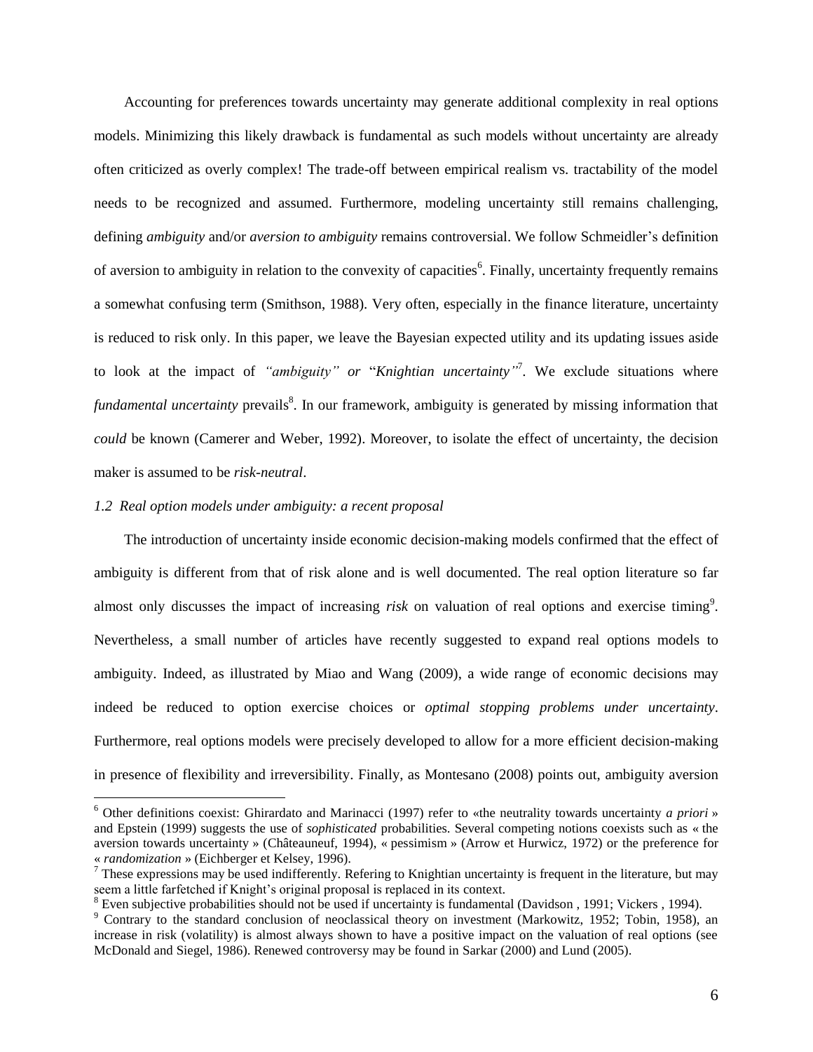Accounting for preferences towards uncertainty may generate additional complexity in real options models. Minimizing this likely drawback is fundamental as such models without uncertainty are already often criticized as overly complex! The trade-off between empirical realism vs. tractability of the model needs to be recognized and assumed. Furthermore, modeling uncertainty still remains challenging, defining *ambiguity* and/or *aversion to ambiguity* remains controversial. We follow Schmeidler's definition of aversion to ambiguity in relation to the convexity of capacities[6]. Finally, uncertainty frequently remains a somewhat confusing term (Smithson, 1988). Very often, especially in the finance literature, uncertainty is reduced to risk only. In this paper, we leave the Bayesian expected utility and its updating issues aside to look at the impact of *"ambiguity" or "Knightian uncertainty"*[7]. We exclude situations where *fundamental uncertainty* prevails[8]. In our framework, ambiguity is generated by missing information that *could* be known (Camerer and Weber, 1992). Moreover, to isolate the effect of uncertainty, the decision maker is assumed to be *risk-neutral*.

### *1.2 Real option models under ambiguity: a recent proposal*

The introduction of uncertainty inside economic decision-making models confirmed that the effect of ambiguity is different from that of risk alone and is well documented. The real option literature so far almost only discusses the impact of increasing *risk* on valuation of real options and exercise timing[9]. Nevertheless, a small number of articles have recently suggested to expand real options models to ambiguity. Indeed, as illustrated by Miao and Wang (2009), a wide range of economic decisions may indeed be reduced to option exercise choices or *optimal stopping problems under uncertainty*. Furthermore, real options models were precisely developed to allow for a more efficient decision-making in presence of flexibility and irreversibility. Finally, as Montesano (2008) points out, ambiguity aversion

---

[6] Other definitions coexist: Ghirardato and Marinacci (1997) refer to «the neutrality towards uncertainty *a priori* » and Epstein (1999) suggests the use of *sophisticated* probabilities. Several competing notions coexists such as « the aversion towards uncertainty » (Châteauneuf, 1994), « pessimism » (Arrow et Hurwicz, 1972) or the preference for « *randomization* » (Eichberger et Kelsey, 1996).

[7] These expressions may be used indifferently. Refering to Knightian uncertainty is frequent in the literature, but may seem a little farfetched if Knight's original proposal is replaced in its context.

[8] Even subjective probabilities should not be used if uncertainty is fundamental (Davidson , 1991; Vickers , 1994).

[9] Contrary to the standard conclusion of neoclassical theory on investment (Markowitz, 1952; Tobin, 1958), an increase in risk (volatility) is almost always shown to have a positive impact on the valuation of real options (see McDonald and Siegel, 1986). Renewed controversy may be found in Sarkar (2000) and Lund (2005).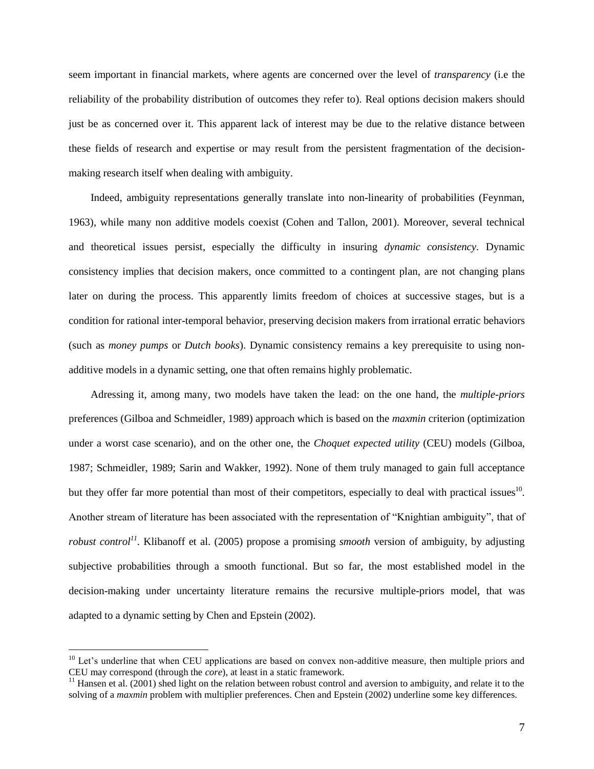seem important in financial markets, where agents are concerned over the level of *transparency* (i.e the reliability of the probability distribution of outcomes they refer to). Real options decision makers should just be as concerned over it. This apparent lack of interest may be due to the relative distance between these fields of research and expertise or may result from the persistent fragmentation of the decision-making research itself when dealing with ambiguity.

Indeed, ambiguity representations generally translate into non-linearity of probabilities (Feynman, 1963), while many non additive models coexist (Cohen and Tallon, 2001). Moreover, several technical and theoretical issues persist, especially the difficulty in insuring *dynamic consistency*. Dynamic consistency implies that decision makers, once committed to a contingent plan, are not changing plans later on during the process. This apparently limits freedom of choices at successive stages, but is a condition for rational inter-temporal behavior, preserving decision makers from irrational erratic behaviors (such as *money pumps* or *Dutch books*). Dynamic consistency remains a key prerequisite to using non-additive models in a dynamic setting, one that often remains highly problematic.

Adressing it, among many, two models have taken the lead: on the one hand, the *multiple-priors* preferences (Gilboa and Schmeidler, 1989) approach which is based on the *maxmin* criterion (optimization under a worst case scenario), and on the other one, the *Choquet expected utility* (CEU) models (Gilboa, 1987; Schmeidler, 1989; Sarin and Wakker, 1992). None of them truly managed to gain full acceptance but they offer far more potential than most of their competitors, especially to deal with practical issues[10]. Another stream of literature has been associated with the representation of "Knightian ambiguity", that of *robust control*[11]. Klibanoff et al. (2005) propose a promising *smooth* version of ambiguity, by adjusting subjective probabilities through a smooth functional. But so far, the most established model in the decision-making under uncertainty literature remains the recursive multiple-priors model, that was adapted to a dynamic setting by Chen and Epstein (2002).

---

[10] Let's underline that when CEU applications are based on convex non-additive measure, then multiple priors and CEU may correspond (through the *core*), at least in a static framework.

[11] Hansen et al. (2001) shed light on the relation between robust control and aversion to ambiguity, and relate it to the solving of a *maxmin* problem with multiplier preferences. Chen and Epstein (2002) underline some key differences.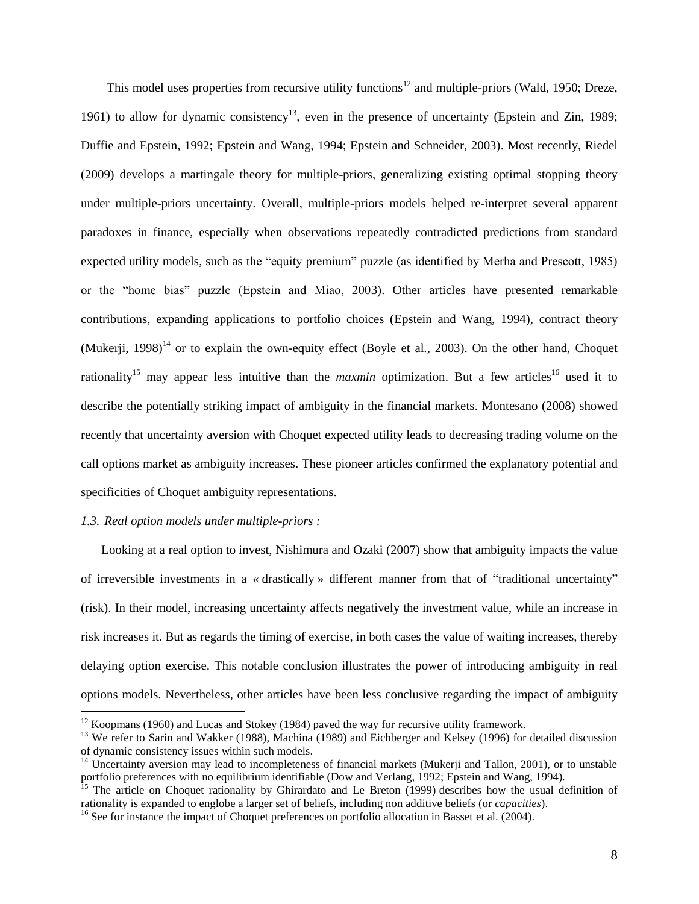This model uses properties from recursive utility functions[12] and multiple-priors (Wald, 1950; Dreze, 1961) to allow for dynamic consistency[13], even in the presence of uncertainty (Epstein and Zin, 1989; Duffie and Epstein, 1992; Epstein and Wang, 1994; Epstein and Schneider, 2003). Most recently, Riedel (2009) develops a martingale theory for multiple-priors, generalizing existing optimal stopping theory under multiple-priors uncertainty. Overall, multiple-priors models helped re-interpret several apparent paradoxes in finance, especially when observations repeatedly contradicted predictions from standard expected utility models, such as the "equity premium" puzzle (as identified by Merha and Prescott, 1985) or the "home bias" puzzle (Epstein and Miao, 2003). Other articles have presented remarkable contributions, expanding applications to portfolio choices (Epstein and Wang, 1994), contract theory (Mukerji, 1998)[14] or to explain the own-equity effect (Boyle et al., 2003). On the other hand, Choquet rationality[15] may appear less intuitive than the *maxmin* optimization. But a few articles[16] used it to describe the potentially striking impact of ambiguity in the financial markets. Montesano (2008) showed recently that uncertainty aversion with Choquet expected utility leads to decreasing trading volume on the call options market as ambiguity increases. These pioneer articles confirmed the explanatory potential and specificities of Choquet ambiguity representations.

### *1.3. Real option models under multiple-priors :*

Looking at a real option to invest, Nishimura and Ozaki (2007) show that ambiguity impacts the value of irreversible investments in a « drastically » different manner from that of "traditional uncertainty" (risk). In their model, increasing uncertainty affects negatively the investment value, while an increase in risk increases it. But as regards the timing of exercise, in both cases the value of waiting increases, thereby delaying option exercise. This notable conclusion illustrates the power of introducing ambiguity in real options models. Nevertheless, other articles have been less conclusive regarding the impact of ambiguity

---

[12] Koopmans (1960) and Lucas and Stokey (1984) paved the way for recursive utility framework.

[13] We refer to Sarin and Wakker (1988), Machina (1989) and Eichberger and Kelsey (1996) for detailed discussion of dynamic consistency issues within such models.

[14] Uncertainty aversion may lead to incompleteness of financial markets (Mukerji and Tallon, 2001), or to unstable portfolio preferences with no equilibrium identifiable (Dow and Verlang, 1992; Epstein and Wang, 1994).

[15] The article on Choquet rationality by Ghirardato and Le Breton (1999) describes how the usual definition of rationality is expanded to englobe a larger set of beliefs, including non additive beliefs (or *capacities*).

[16] See for instance the impact of Choquet preferences on portfolio allocation in Basset et al. (2004).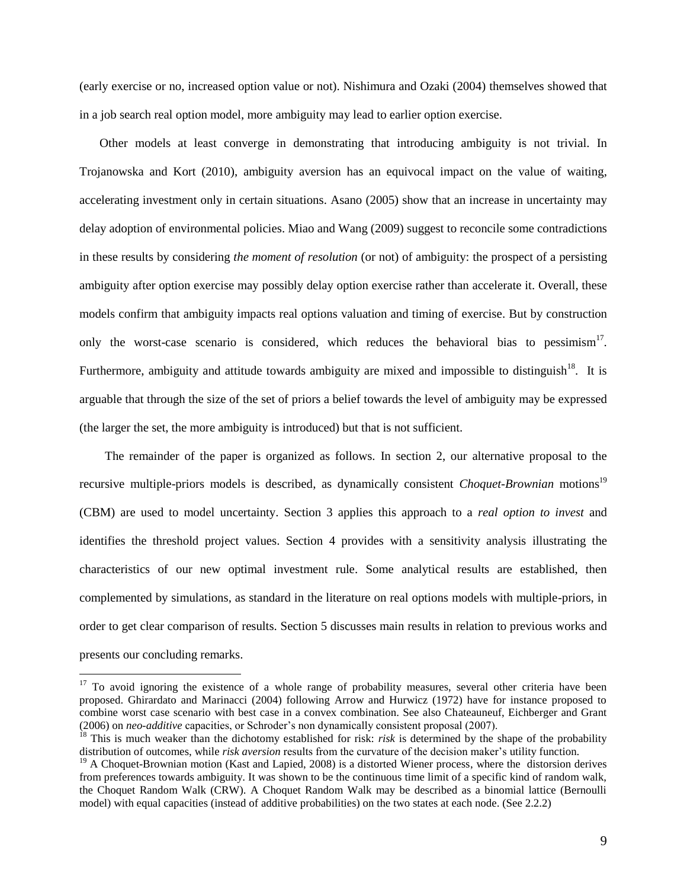(early exercise or no, increased option value or not). Nishimura and Ozaki (2004) themselves showed that in a job search real option model, more ambiguity may lead to earlier option exercise.

Other models at least converge in demonstrating that introducing ambiguity is not trivial. In Trojanowska and Kort (2010), ambiguity aversion has an equivocal impact on the value of waiting, accelerating investment only in certain situations. Asano (2005) show that an increase in uncertainty may delay adoption of environmental policies. Miao and Wang (2009) suggest to reconcile some contradictions in these results by considering *the moment of resolution* (or not) of ambiguity: the prospect of a persisting ambiguity after option exercise may possibly delay option exercise rather than accelerate it. Overall, these models confirm that ambiguity impacts real options valuation and timing of exercise. But by construction only the worst-case scenario is considered, which reduces the behavioral bias to pessimism[17]. Furthermore, ambiguity and attitude towards ambiguity are mixed and impossible to distinguish[18]. It is arguable that through the size of the set of priors a belief towards the level of ambiguity may be expressed (the larger the set, the more ambiguity is introduced) but that is not sufficient.

The remainder of the paper is organized as follows. In section 2, our alternative proposal to the recursive multiple-priors models is described, as dynamically consistent *Choquet-Brownian* motions[19] (CBM) are used to model uncertainty. Section 3 applies this approach to a *real option to invest* and identifies the threshold project values. Section 4 provides with a sensitivity analysis illustrating the characteristics of our new optimal investment rule. Some analytical results are established, then complemented by simulations, as standard in the literature on real options models with multiple-priors, in order to get clear comparison of results. Section 5 discusses main results in relation to previous works and presents our concluding remarks.

---

[17] To avoid ignoring the existence of a whole range of probability measures, several other criteria have been proposed. Ghirardato and Marinacci (2004) following Arrow and Hurwicz (1972) have for instance proposed to combine worst case scenario with best case in a convex combination. See also Chateauneuf, Eichberger and Grant (2006) on *neo-additive* capacities, or Schroder's non dynamically consistent proposal (2007).

[18] This is much weaker than the dichotomy established for risk: *risk* is determined by the shape of the probability distribution of outcomes, while *risk aversion* results from the curvature of the decision maker's utility function.

[19] A Choquet-Brownian motion (Kast and Lapied, 2008) is a distorted Wiener process, where the distorsion derives from preferences towards ambiguity. It was shown to be the continuous time limit of a specific kind of random walk, the Choquet Random Walk (CRW). A Choquet Random Walk may be described as a binomial lattice (Bernoulli model) with equal capacities (instead of additive probabilities) on the two states at each node. (See 2.2.2)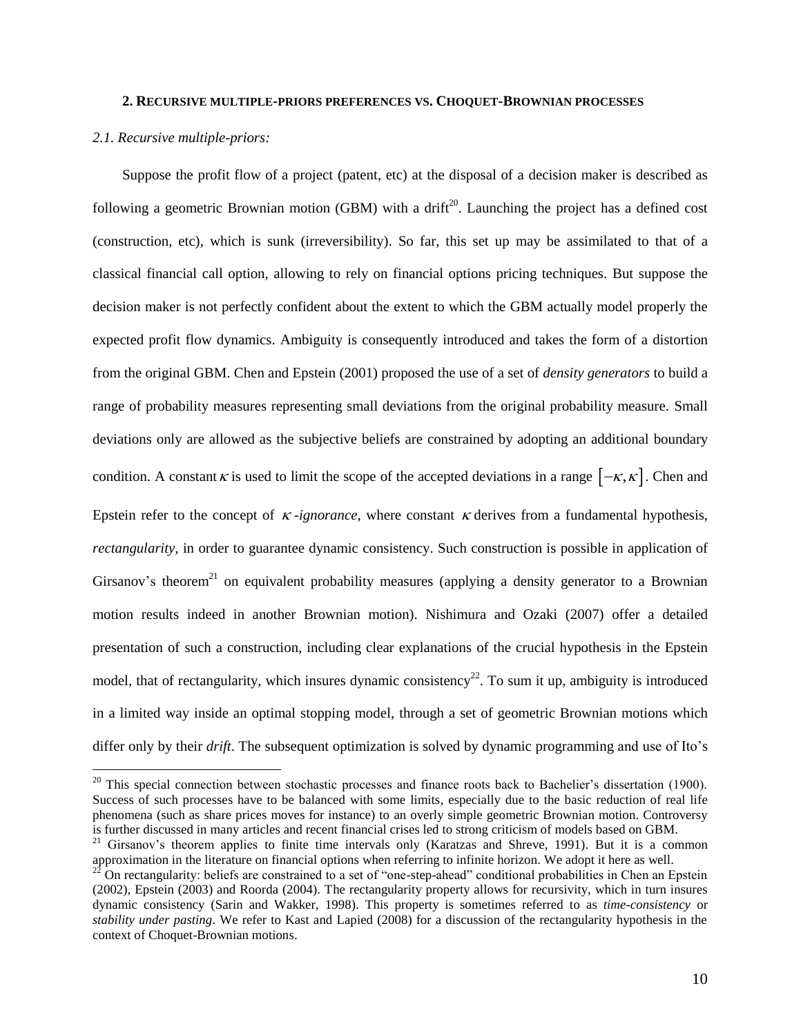## 2. Recursive multiple-priors preferences vs. Choquet-Brownian processes

### *2.1. Recursive multiple-priors:*

Suppose the profit flow of a project (patent, etc) at the disposal of a decision maker is described as following a geometric Brownian motion (GBM) with a drift[20]. Launching the project has a defined cost (construction, etc), which is sunk (irreversibility). So far, this set up may be assimilated to that of a classical financial call option, allowing to rely on financial options pricing techniques. But suppose the decision maker is not perfectly confident about the extent to which the GBM actually model properly the expected profit flow dynamics. Ambiguity is consequently introduced and takes the form of a distortion from the original GBM. Chen and Epstein (2001) proposed the use of a set of *density generators* to build a range of probability measures representing small deviations from the original probability measure. Small deviations only are allowed as the subjective beliefs are constrained by adopting an additional boundary condition. A constant $\kappa$ is used to limit the scope of the accepted deviations in a range $[-\kappa, \kappa]$. Chen and Epstein refer to the concept of $\kappa$*-ignorance*, where constant $\kappa$ derives from a fundamental hypothesis, *rectangularity*, in order to guarantee dynamic consistency. Such construction is possible in application of Girsanov's theorem[21] on equivalent probability measures (applying a density generator to a Brownian motion results indeed in another Brownian motion). Nishimura and Ozaki (2007) offer a detailed presentation of such a construction, including clear explanations of the crucial hypothesis in the Epstein model, that of rectangularity, which insures dynamic consistency[22]. To sum it up, ambiguity is introduced in a limited way inside an optimal stopping model, through a set of geometric Brownian motions which differ only by their *drift*. The subsequent optimization is solved by dynamic programming and use of Ito's

---

[20] This special connection between stochastic processes and finance roots back to Bachelier's dissertation (1900). Success of such processes have to be balanced with some limits, especially due to the basic reduction of real life phenomena (such as share prices moves for instance) to an overly simple geometric Brownian motion. Controversy is further discussed in many articles and recent financial crises led to strong criticism of models based on GBM.

[21] Girsanov's theorem applies to finite time intervals only (Karatzas and Shreve, 1991). But it is a common approximation in the literature on financial options when referring to infinite horizon. We adopt it here as well.

[22] On rectangularity: beliefs are constrained to a set of "one-step-ahead" conditional probabilities in Chen an Epstein (2002), Epstein (2003) and Roorda (2004). The rectangularity property allows for recursivity, which in turn insures dynamic consistency (Sarin and Wakker, 1998). This property is sometimes referred to as *time-consistency* or *stability under pasting*. We refer to Kast and Lapied (2008) for a discussion of the rectangularity hypothesis in the context of Choquet-Brownian motions.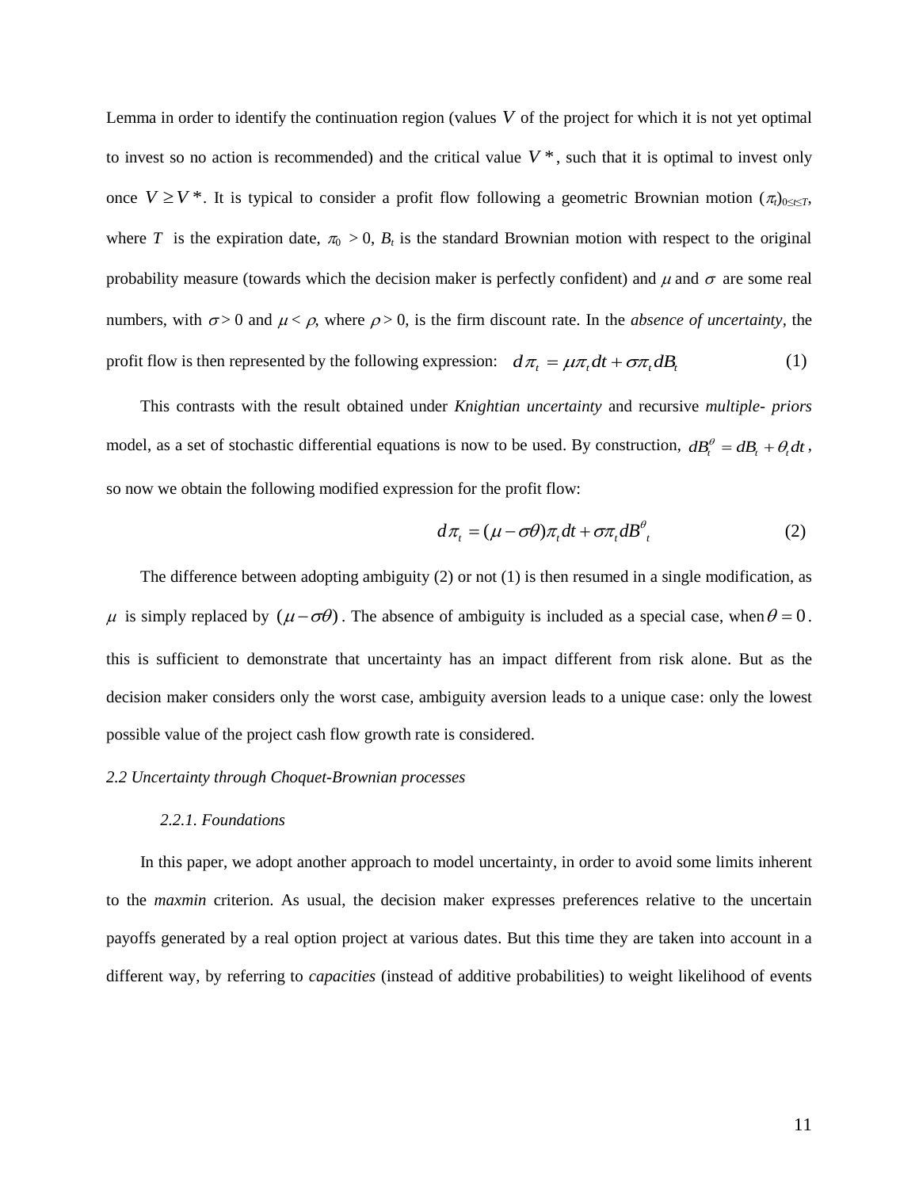Lemma in order to identify the continuation region (values $V$ of the project for which it is not yet optimal to invest so no action is recommended) and the critical value $V^*$, such that it is optimal to invest only once $V \geq V^*$. It is typical to consider a profit flow following a geometric Brownian motion $(\pi_t)_{0\leq t\leq T}$, where $T$ is the expiration date, $\pi_0 > 0$, $B_t$ is the standard Brownian motion with respect to the original probability measure (towards which the decision maker is perfectly confident) and $\mu$ and $\sigma$ are some real numbers, with $\sigma > 0$ and $\mu < \rho$, where $\rho > 0$, is the firm discount rate. In the *absence of uncertainty*, the profit flow is then represented by the following expression:

$$d\pi_t = \mu\pi_t dt + \sigma\pi_t dB_t \tag{1}$$

This contrasts with the result obtained under *Knightian uncertainty* and recursive *multiple- priors* model, as a set of stochastic differential equations is now to be used. By construction, $dB_t^\theta = dB_t + \theta_t dt$, so now we obtain the following modified expression for the profit flow:

$$d\pi_t = (\mu - \sigma\theta)\pi_t dt + \sigma\pi_t dB^\theta{}_t \tag{2}$$

The difference between adopting ambiguity (2) or not (1) is then resumed in a single modification, as $\mu$ is simply replaced by $(\mu - \sigma\theta)$. The absence of ambiguity is included as a special case, when $\theta = 0$. this is sufficient to demonstrate that uncertainty has an impact different from risk alone. But as the decision maker considers only the worst case, ambiguity aversion leads to a unique case: only the lowest possible value of the project cash flow growth rate is considered.

### *2.2 Uncertainty through Choquet-Brownian processes*

#### *2.2.1. Foundations*

In this paper, we adopt another approach to model uncertainty, in order to avoid some limits inherent to the *maxmin* criterion. As usual, the decision maker expresses preferences relative to the uncertain payoffs generated by a real option project at various dates. But this time they are taken into account in a different way, by referring to *capacities* (instead of additive probabilities) to weight likelihood of events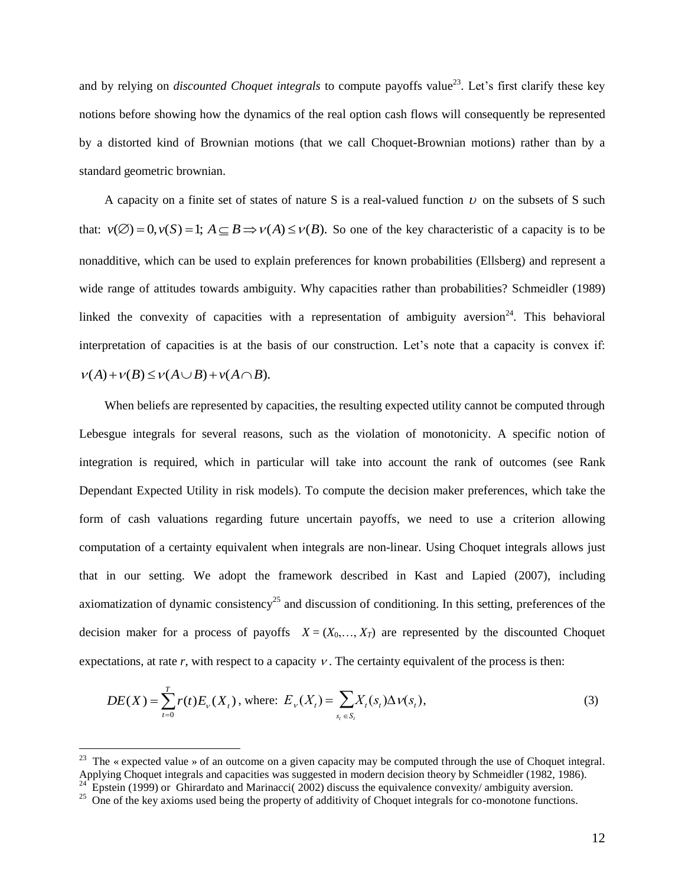and by relying on *discounted Choquet integrals* to compute payoffs value[23]. Let's first clarify these key notions before showing how the dynamics of the real option cash flows will consequently be represented by a distorted kind of Brownian motions (that we call Choquet-Brownian motions) rather than by a standard geometric brownian.

A capacity on a finite set of states of nature S is a real-valued function $\upsilon$ on the subsets of S such that: $\nu(\varnothing)=0, \nu(S)=1;\ A\subseteq B \Rightarrow \nu(A)\leq \nu(B).$ So one of the key characteristic of a capacity is to be nonadditive, which can be used to explain preferences for known probabilities (Ellsberg) and represent a wide range of attitudes towards ambiguity. Why capacities rather than probabilities? Schmeidler (1989) linked the convexity of capacities with a representation of ambiguity aversion[24]. This behavioral interpretation of capacities is at the basis of our construction. Let's note that a capacity is convex if: $\nu(A)+\nu(B)\leq \nu(A\cup B)+\nu(A\cap B).$

When beliefs are represented by capacities, the resulting expected utility cannot be computed through Lebesgue integrals for several reasons, such as the violation of monotonicity. A specific notion of integration is required, which in particular will take into account the rank of outcomes (see Rank Dependant Expected Utility in risk models). To compute the decision maker preferences, which take the form of cash valuations regarding future uncertain payoffs, we need to use a criterion allowing computation of a certainty equivalent when integrals are non-linear. Using Choquet integrals allows just that in our setting. We adopt the framework described in Kast and Lapied (2007), including axiomatization of dynamic consistency[25] and discussion of conditioning. In this setting, preferences of the decision maker for a process of payoffs $X = (X_0,\ldots, X_T)$ are represented by the discounted Choquet expectations, at rate $r$, with respect to a capacity $\nu$. The certainty equivalent of the process is then:

$$DE(X)=\sum_{t=0}^{T} r(t)E_{\nu}(X_t)\text{, where: } E_{\nu}(X_t)=\sum_{s_t\in S_t} X_t(s_t)\Delta\nu(s_t), \tag{3}$$

---

[23] The « expected value » of an outcome on a given capacity may be computed through the use of Choquet integral. Applying Choquet integrals and capacities was suggested in modern decision theory by Schmeidler (1982, 1986).

[24] Epstein (1999) or Ghirardato and Marinacci( 2002) discuss the equivalence convexity/ ambiguity aversion.

[25] One of the key axioms used being the property of additivity of Choquet integrals for co-monotone functions.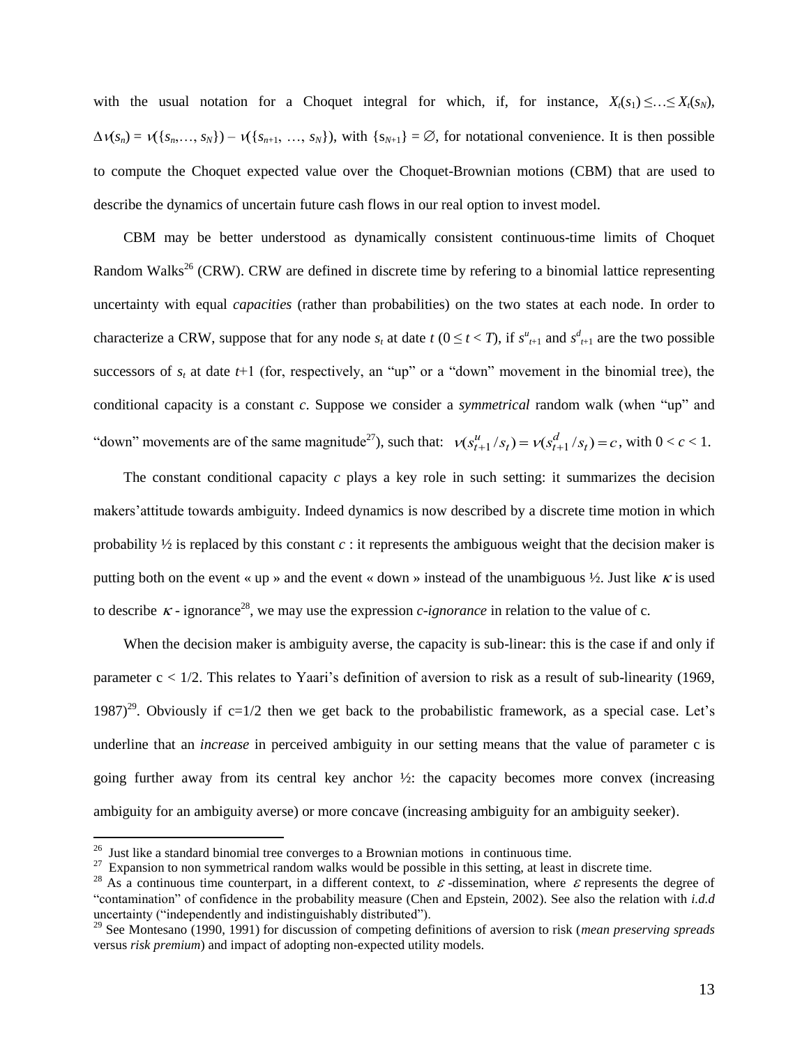with the usual notation for a Choquet integral for which, if, for instance, $X_t(s_1) \leq \ldots \leq X_t(s_N)$, $\Delta\nu(s_n) = \nu(\{s_n,\ldots, s_N\}) - \nu(\{s_{n+1}, \ldots, s_N\})$, with $\{s_{N+1}\} = \emptyset$, for notational convenience. It is then possible to compute the Choquet expected value over the Choquet-Brownian motions (CBM) that are used to describe the dynamics of uncertain future cash flows in our real option to invest model.

CBM may be better understood as dynamically consistent continuous-time limits of Choquet Random Walks[26] (CRW). CRW are defined in discrete time by refering to a binomial lattice representing uncertainty with equal *capacities* (rather than probabilities) on the two states at each node. In order to characterize a CRW, suppose that for any node $s_t$ at date $t$ ($0 \leq t < T$), if $s^u_{t+1}$ and $s^d_{t+1}$ are the two possible successors of $s_t$ at date $t$+1 (for, respectively, an "up" or a "down" movement in the binomial tree), the conditional capacity is a constant $c$. Suppose we consider a *symmetrical* random walk (when "up" and "down" movements are of the same magnitude[27]), such that: $\nu(s^u_{t+1}/s_t) = \nu(s^d_{t+1}/s_t) = c$, with $0 < c < 1$.

The constant conditional capacity $c$ plays a key role in such setting: it summarizes the decision makers'attitude towards ambiguity. Indeed dynamics is now described by a discrete time motion in which probability ½ is replaced by this constant $c$ : it represents the ambiguous weight that the decision maker is putting both on the event « up » and the event « down » instead of the unambiguous ½. Just like $\kappa$ is used to describe $\kappa$ - ignorance[28], we may use the expression *c-ignorance* in relation to the value of c.

When the decision maker is ambiguity averse, the capacity is sub-linear: this is the case if and only if parameter $c < 1/2$. This relates to Yaari's definition of aversion to risk as a result of sub-linearity (1969, 1987)[29]. Obviously if $c=1/2$ then we get back to the probabilistic framework, as a special case. Let's underline that an *increase* in perceived ambiguity in our setting means that the value of parameter c is going further away from its central key anchor ½: the capacity becomes more convex (increasing ambiguity for an ambiguity averse) or more concave (increasing ambiguity for an ambiguity seeker).

---

[26] Just like a standard binomial tree converges to a Brownian motions in continuous time.

[27] Expansion to non symmetrical random walks would be possible in this setting, at least in discrete time.

[28] As a continuous time counterpart, in a different context, to $\varepsilon$ -dissemination, where $\varepsilon$ represents the degree of "contamination" of confidence in the probability measure (Chen and Epstein, 2002). See also the relation with *i.d.d* uncertainty ("independently and indistinguishably distributed").

[29] See Montesano (1990, 1991) for discussion of competing definitions of aversion to risk (*mean preserving spreads* versus *risk premium*) and impact of adopting non-expected utility models.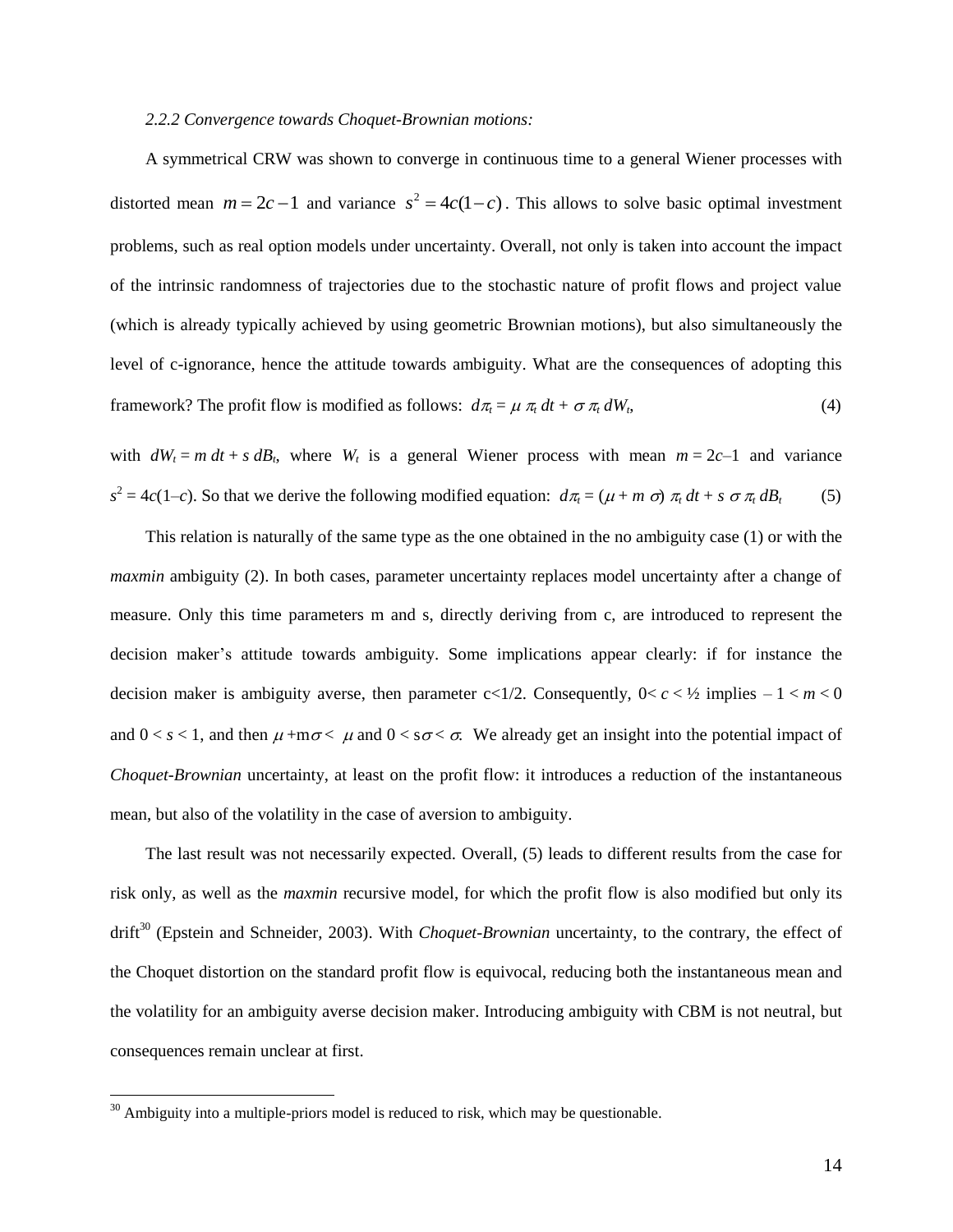*2.2.2 Convergence towards Choquet-Brownian motions:*

A symmetrical CRW was shown to converge in continuous time to a general Wiener processes with distorted mean $m = 2c - 1$ and variance $s^2 = 4c(1-c)$. This allows to solve basic optimal investment problems, such as real option models under uncertainty. Overall, not only is taken into account the impact of the intrinsic randomness of trajectories due to the stochastic nature of profit flows and project value (which is already typically achieved by using geometric Brownian motions), but also simultaneously the level of c-ignorance, hence the attitude towards ambiguity. What are the consequences of adopting this framework? The profit flow is modified as follows: $d\pi_t = \mu\, \pi_t\, dt + \sigma\, \pi_t\, dW_t$, (4)

with $dW_t = m\, dt + s\, dB_t$, where $W_t$ is a general Wiener process with mean $m = 2c–1$ and variance $s^2 = 4c(1–c)$. So that we derive the following modified equation: $d\pi_t = (\mu + m\, \sigma)\, \pi_t\, dt + s\, \sigma\, \pi_t\, dB_t$ (5)

This relation is naturally of the same type as the one obtained in the no ambiguity case (1) or with the *maxmin* ambiguity (2). In both cases, parameter uncertainty replaces model uncertainty after a change of measure. Only this time parameters m and s, directly deriving from c, are introduced to represent the decision maker's attitude towards ambiguity. Some implications appear clearly: if for instance the decision maker is ambiguity averse, then parameter c<1/2. Consequently, $0 < c < ½$ implies $– 1 < m < 0$ and $0 < s < 1$, and then $\mu + m\sigma < \mu$ and $0 < s\sigma < \sigma$. We already get an insight into the potential impact of *Choquet-Brownian* uncertainty, at least on the profit flow: it introduces a reduction of the instantaneous mean, but also of the volatility in the case of aversion to ambiguity.

The last result was not necessarily expected. Overall, (5) leads to different results from the case for risk only, as well as the *maxmin* recursive model, for which the profit flow is also modified but only its drift[30] (Epstein and Schneider, 2003). With *Choquet-Brownian* uncertainty, to the contrary, the effect of the Choquet distortion on the standard profit flow is equivocal, reducing both the instantaneous mean and the volatility for an ambiguity averse decision maker. Introducing ambiguity with CBM is not neutral, but consequences remain unclear at first.

[30] Ambiguity into a multiple-priors model is reduced to risk, which may be questionable.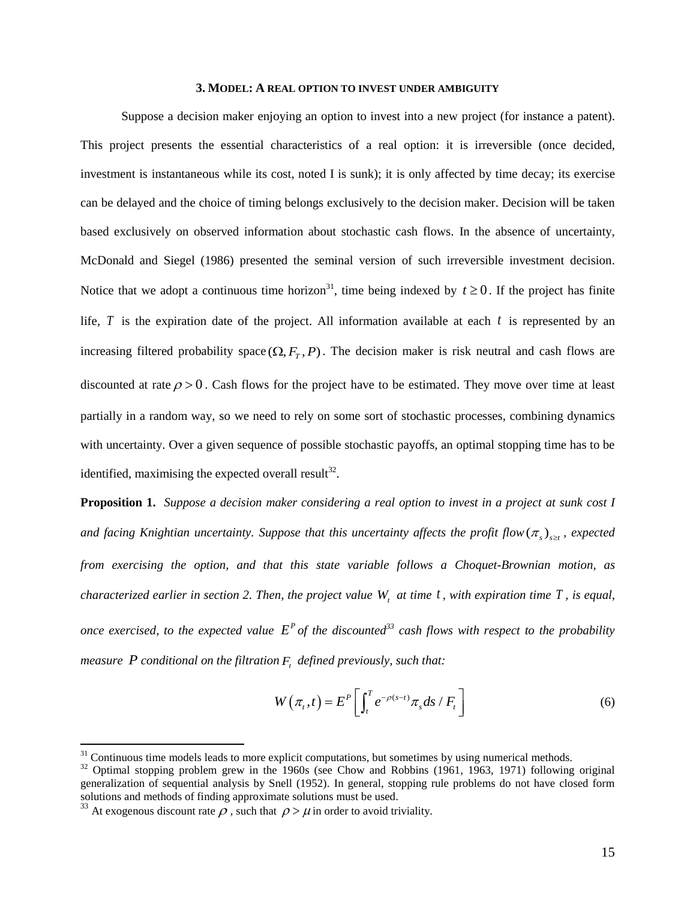### 3. MODEL: A REAL OPTION TO INVEST UNDER AMBIGUITY

Suppose a decision maker enjoying an option to invest into a new project (for instance a patent). This project presents the essential characteristics of a real option: it is irreversible (once decided, investment is instantaneous while its cost, noted I is sunk); it is only affected by time decay; its exercise can be delayed and the choice of timing belongs exclusively to the decision maker. Decision will be taken based exclusively on observed information about stochastic cash flows. In the absence of uncertainty, McDonald and Siegel (1986) presented the seminal version of such irreversible investment decision. Notice that we adopt a continuous time horizon[31], time being indexed by $t \geq 0$. If the project has finite life, $T$ is the expiration date of the project. All information available at each $t$ is represented by an increasing filtered probability space $(\Omega, F_T, P)$. The decision maker is risk neutral and cash flows are discounted at rate $\rho > 0$. Cash flows for the project have to be estimated. They move over time at least partially in a random way, so we need to rely on some sort of stochastic processes, combining dynamics with uncertainty. Over a given sequence of possible stochastic payoffs, an optimal stopping time has to be identified, maximising the expected overall result[32].

**Proposition 1.** *Suppose a decision maker considering a real option to invest in a project at sunk cost I and facing Knightian uncertainty. Suppose that this uncertainty affects the profit flow $(\pi_s)_{s \geq t}$, expected from exercising the option, and that this state variable follows a Choquet-Brownian motion, as characterized earlier in section 2. Then, the project value $W_t$ at time $t$, with expiration time $T$, is equal, once exercised, to the expected value $E^P$ of the discounted[33] cash flows with respect to the probability measure $P$ conditional on the filtration $F_t$ defined previously, such that:*

$$W(\pi_t, t) = E^P \left[ \int_t^T e^{-\rho(s-t)} \pi_s ds / F_t \right] \tag{6}$$

---

[31] Continuous time models leads to more explicit computations, but sometimes by using numerical methods.

[32] Optimal stopping problem grew in the 1960s (see Chow and Robbins (1961, 1963, 1971) following original generalization of sequential analysis by Snell (1952). In general, stopping rule problems do not have closed form solutions and methods of finding approximate solutions must be used.

[33] At exogenous discount rate $\rho$, such that $\rho > \mu$ in order to avoid triviality.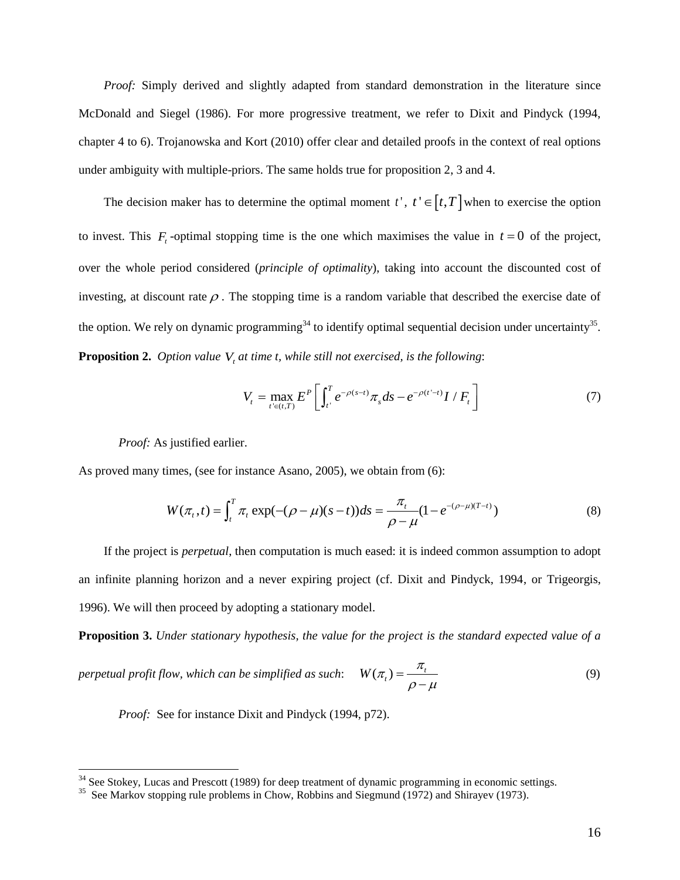*Proof:* Simply derived and slightly adapted from standard demonstration in the literature since McDonald and Siegel (1986). For more progressive treatment, we refer to Dixit and Pindyck (1994, chapter 4 to 6). Trojanowska and Kort (2010) offer clear and detailed proofs in the context of real options under ambiguity with multiple-priors. The same holds true for proposition 2, 3 and 4.

The decision maker has to determine the optimal moment $t'$, $t' \in [t, T]$ when to exercise the option to invest. This $F_t$-optimal stopping time is the one which maximises the value in $t = 0$ of the project, over the whole period considered (*principle of optimality*), taking into account the discounted cost of investing, at discount rate $\rho$. The stopping time is a random variable that described the exercise date of the option. We rely on dynamic programming[34] to identify optimal sequential decision under uncertainty[35].

**Proposition 2.** *Option value $V_t$ at time t, while still not exercised, is the following*:

$$V_t = \max_{t' \in (t,T)} E^P \left[ \int_{t'}^{T} e^{-\rho(s-t)} \pi_s ds - e^{-\rho(t'-t)} I \,/\, F_t \right] \tag{7}$$

*Proof:* As justified earlier.

As proved many times, (see for instance Asano, 2005), we obtain from (6):

$$W(\pi_t, t) = \int_t^T \pi_t \exp(-(\rho - \mu)(s-t)) ds = \frac{\pi_t}{\rho - \mu}(1 - e^{-(\rho-\mu)(T-t)}) \tag{8}$$

If the project is *perpetual*, then computation is much eased: it is indeed common assumption to adopt an infinite planning horizon and a never expiring project (cf. Dixit and Pindyck, 1994, or Trigeorgis, 1996). We will then proceed by adopting a stationary model.

**Proposition 3.** *Under stationary hypothesis, the value for the project is the standard expected value of a perpetual profit flow, which can be simplified as such*: $W(\pi_t) = \dfrac{\pi_t}{\rho - \mu}$ (9)

*Proof:* See for instance Dixit and Pindyck (1994, p72).

---

[34] See Stokey, Lucas and Prescott (1989) for deep treatment of dynamic programming in economic settings.

[35] See Markov stopping rule problems in Chow, Robbins and Siegmund (1972) and Shirayev (1973).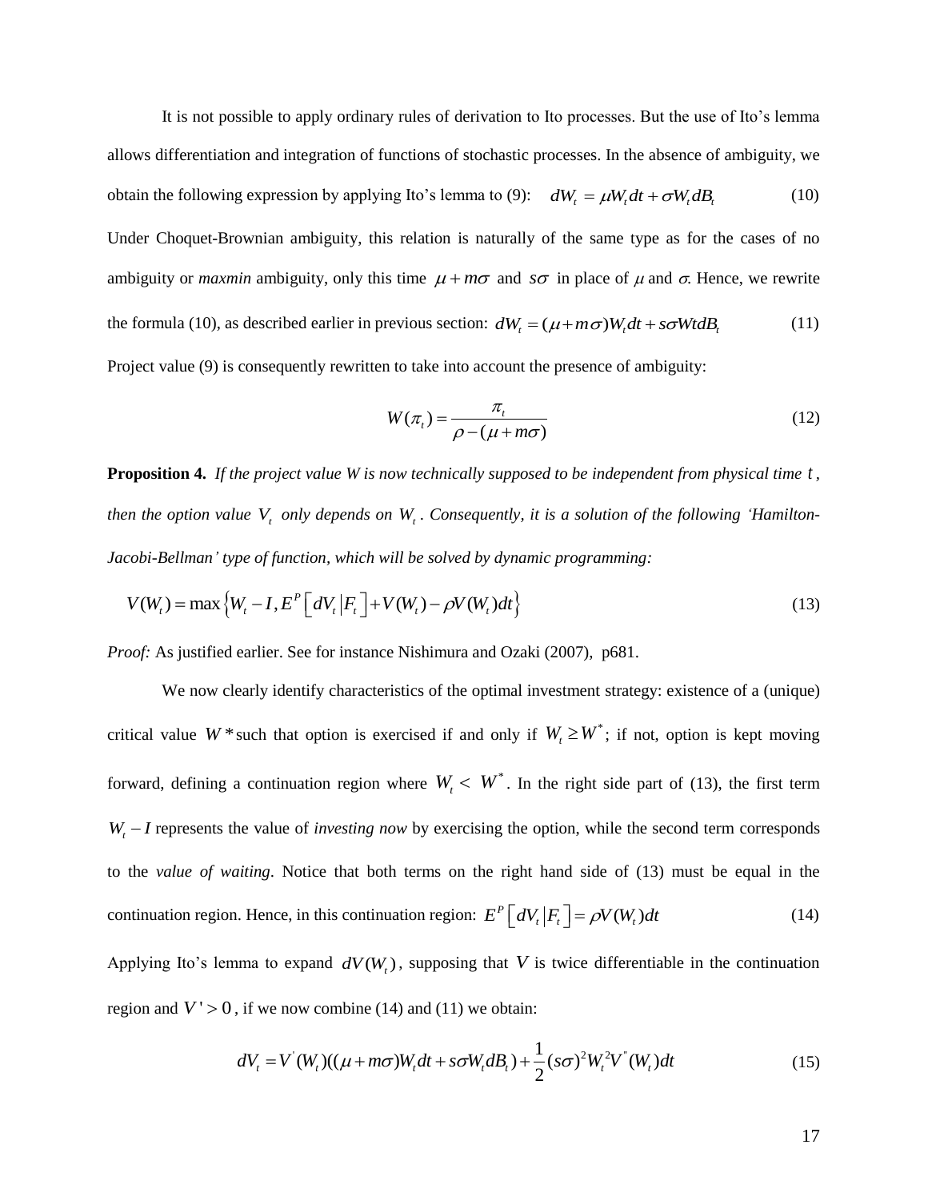It is not possible to apply ordinary rules of derivation to Ito processes. But the use of Ito's lemma allows differentiation and integration of functions of stochastic processes. In the absence of ambiguity, we obtain the following expression by applying Ito's lemma to (9): $dW_t = \mu W_t dt + \sigma W_t dB_t$ (10)

Under Choquet-Brownian ambiguity, this relation is naturally of the same type as for the cases of no ambiguity or *maxmin* ambiguity, only this time $\mu + m\sigma$ and $s\sigma$ in place of $\mu$ and $\sigma$. Hence, we rewrite the formula (10), as described earlier in previous section: $dW_t = (\mu + m\sigma)W_t dt + s\sigma Wt dB_t$ (11)

Project value (9) is consequently rewritten to take into account the presence of ambiguity:

$$W(\pi_t) = \frac{\pi_t}{\rho - (\mu + m\sigma)} \tag{12}$$

**Proposition 4.** *If the project value W is now technically supposed to be independent from physical time $t$, then the option value $V_t$ only depends on $W_t$. Consequently, it is a solution of the following 'Hamilton-Jacobi-Bellman' type of function, which will be solved by dynamic programming:*

$$V(W_t) = \max\left\{W_t - I, E^P\left[dV_t \middle| F_t\right] + V(W_t) - \rho V(W_t)dt\right\} \tag{13}$$

*Proof:* As justified earlier. See for instance Nishimura and Ozaki (2007), p681.

We now clearly identify characteristics of the optimal investment strategy: existence of a (unique) critical value $W^*$ such that option is exercised if and only if $W_t \geq W^*$; if not, option is kept moving forward, defining a continuation region where $W_t < W^*$. In the right side part of (13), the first term $W_t - I$ represents the value of *investing now* by exercising the option, while the second term corresponds to the *value of waiting*. Notice that both terms on the right hand side of (13) must be equal in the continuation region. Hence, in this continuation region: $E^P\left[dV_t \middle| F_t\right] = \rho V(W_t)dt$ (14)

Applying Ito's lemma to expand $dV(W_t)$, supposing that $V$ is twice differentiable in the continuation region and $V' > 0$, if we now combine (14) and (11) we obtain:

$$dV_t = V'(W_t)((\mu + m\sigma)W_t dt + s\sigma W_t dB_t) + \frac{1}{2}(s\sigma)^2 W_t^2 V''(W_t)dt \tag{15}$$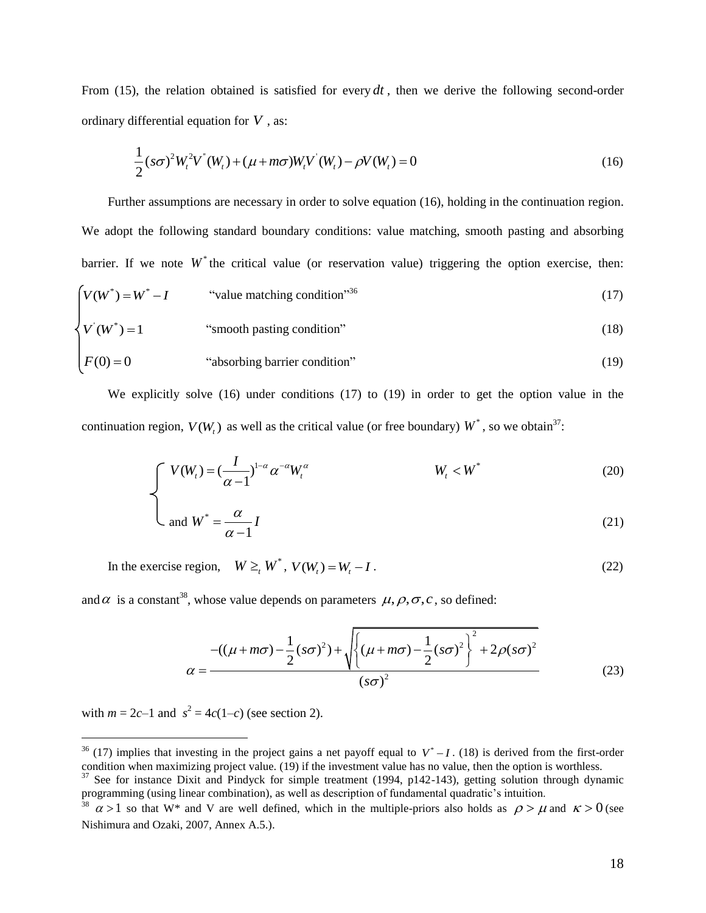From (15), the relation obtained is satisfied for every $dt$, then we derive the following second-order ordinary differential equation for $V$, as:

$$\frac{1}{2}(s\sigma)^2 W_t^2 V^{''}(W_t) + (\mu + m\sigma) W_t V^{'}(W_t) - \rho V(W_t) = 0 \tag{16}$$

Further assumptions are necessary in order to solve equation (16), holding in the continuation region. We adopt the following standard boundary conditions: value matching, smooth pasting and absorbing barrier. If we note $W^*$ the critical value (or reservation value) triggering the option exercise, then:

$$\begin{cases} V(W^*) = W^* - I & \text{"value matching condition"[36]} \quad (17) \\ V^{'}(W^*) = 1 & \text{"smooth pasting condition"} \quad (18) \\ F(0) = 0 & \text{"absorbing barrier condition"} \quad (19) \end{cases}$$

We explicitly solve (16) under conditions (17) to (19) in order to get the option value in the continuation region, $V(W_t)$ as well as the critical value (or free boundary) $W^*$, so we obtain[37]:

$$\begin{cases} V(W_t) = (\frac{I}{\alpha - 1})^{1-\alpha} \alpha^{-\alpha} W_t^{\alpha} & W_t < W^* \quad (20) \\ \text{and } W^* = \frac{\alpha}{\alpha - 1} I & \quad (21) \end{cases}$$

In the exercise region, $W \geq_t W^*$, $V(W_t) = W_t - I$. (22)

and $\alpha$ is a constant[38], whose value depends on parameters $\mu, \rho, \sigma, c$, so defined:

$$\alpha = \frac{-((\mu + m\sigma) - \frac{1}{2}(s\sigma)^2) + \sqrt{\left\{(\mu + m\sigma) - \frac{1}{2}(s\sigma)^2\right\}^2 + 2\rho(s\sigma)^2}}{(s\sigma)^2} \tag{23}$$

with $m = 2c-1$ and $s^2 = 4c(1-c)$ (see section 2).

---

[36] (17) implies that investing in the project gains a net payoff equal to $V^* - I$. (18) is derived from the first-order condition when maximizing project value. (19) if the investment value has no value, then the option is worthless.

[37] See for instance Dixit and Pindyck for simple treatment (1994, p142-143), getting solution through dynamic programming (using linear combination), as well as description of fundamental quadratic's intuition.

[38] $\alpha > 1$ so that W* and V are well defined, which in the multiple-priors also holds as $\rho > \mu$ and $\kappa > 0$ (see Nishimura and Ozaki, 2007, Annex A.5.).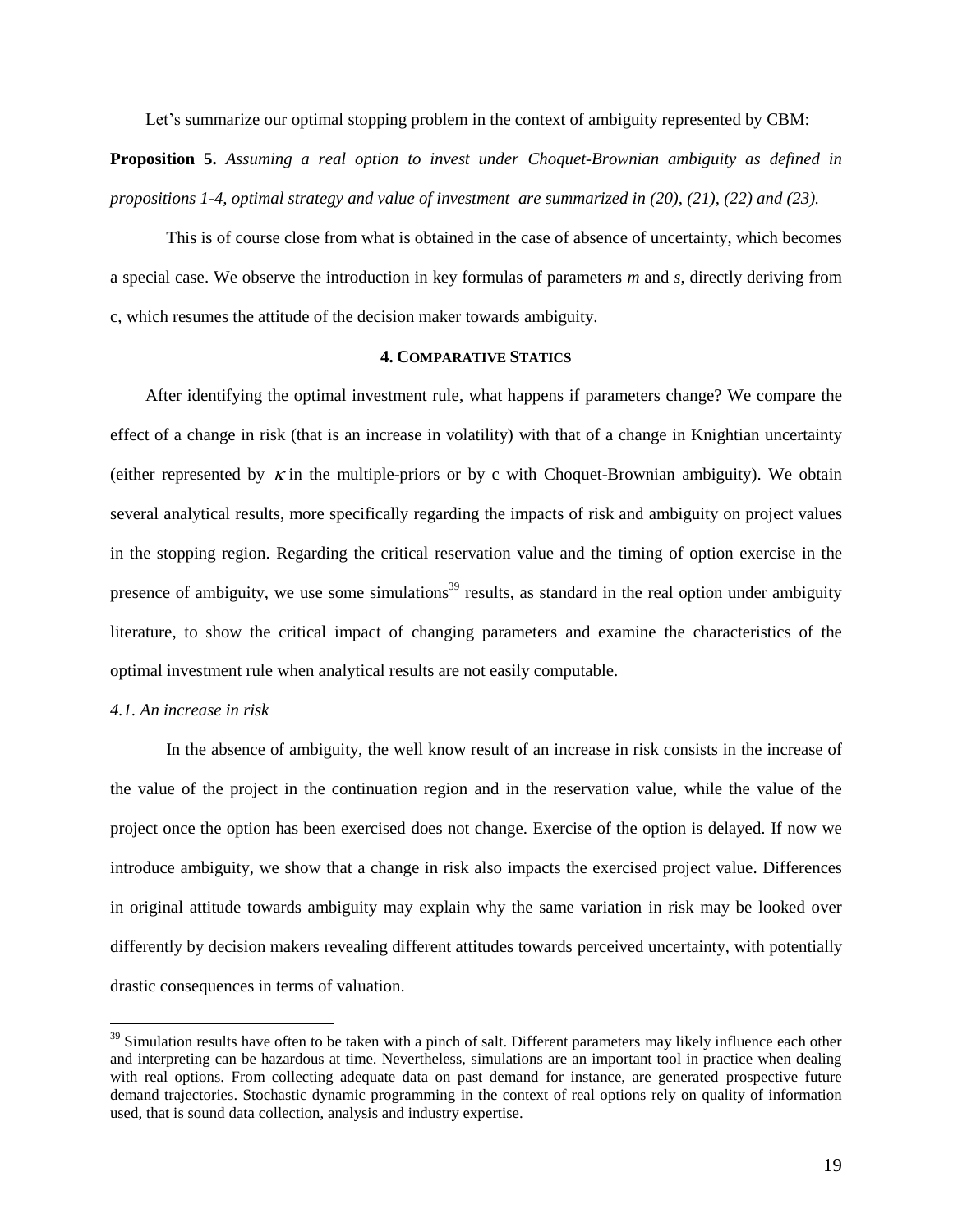Let's summarize our optimal stopping problem in the context of ambiguity represented by CBM:

**Proposition 5.** *Assuming a real option to invest under Choquet-Brownian ambiguity as defined in propositions 1-4, optimal strategy and value of investment are summarized in (20), (21), (22) and (23).*

This is of course close from what is obtained in the case of absence of uncertainty, which becomes a special case. We observe the introduction in key formulas of parameters *m* and *s*, directly deriving from c, which resumes the attitude of the decision maker towards ambiguity.

## 4. Comparative Statics

After identifying the optimal investment rule, what happens if parameters change? We compare the effect of a change in risk (that is an increase in volatility) with that of a change in Knightian uncertainty (either represented by $\kappa$ in the multiple-priors or by c with Choquet-Brownian ambiguity). We obtain several analytical results, more specifically regarding the impacts of risk and ambiguity on project values in the stopping region. Regarding the critical reservation value and the timing of option exercise in the presence of ambiguity, we use some simulations[39] results, as standard in the real option under ambiguity literature, to show the critical impact of changing parameters and examine the characteristics of the optimal investment rule when analytical results are not easily computable.

### *4.1. An increase in risk*

In the absence of ambiguity, the well know result of an increase in risk consists in the increase of the value of the project in the continuation region and in the reservation value, while the value of the project once the option has been exercised does not change. Exercise of the option is delayed. If now we introduce ambiguity, we show that a change in risk also impacts the exercised project value. Differences in original attitude towards ambiguity may explain why the same variation in risk may be looked over differently by decision makers revealing different attitudes towards perceived uncertainty, with potentially drastic consequences in terms of valuation.

---

[39] Simulation results have often to be taken with a pinch of salt. Different parameters may likely influence each other and interpreting can be hazardous at time. Nevertheless, simulations are an important tool in practice when dealing with real options. From collecting adequate data on past demand for instance, are generated prospective future demand trajectories. Stochastic dynamic programming in the context of real options rely on quality of information used, that is sound data collection, analysis and industry expertise.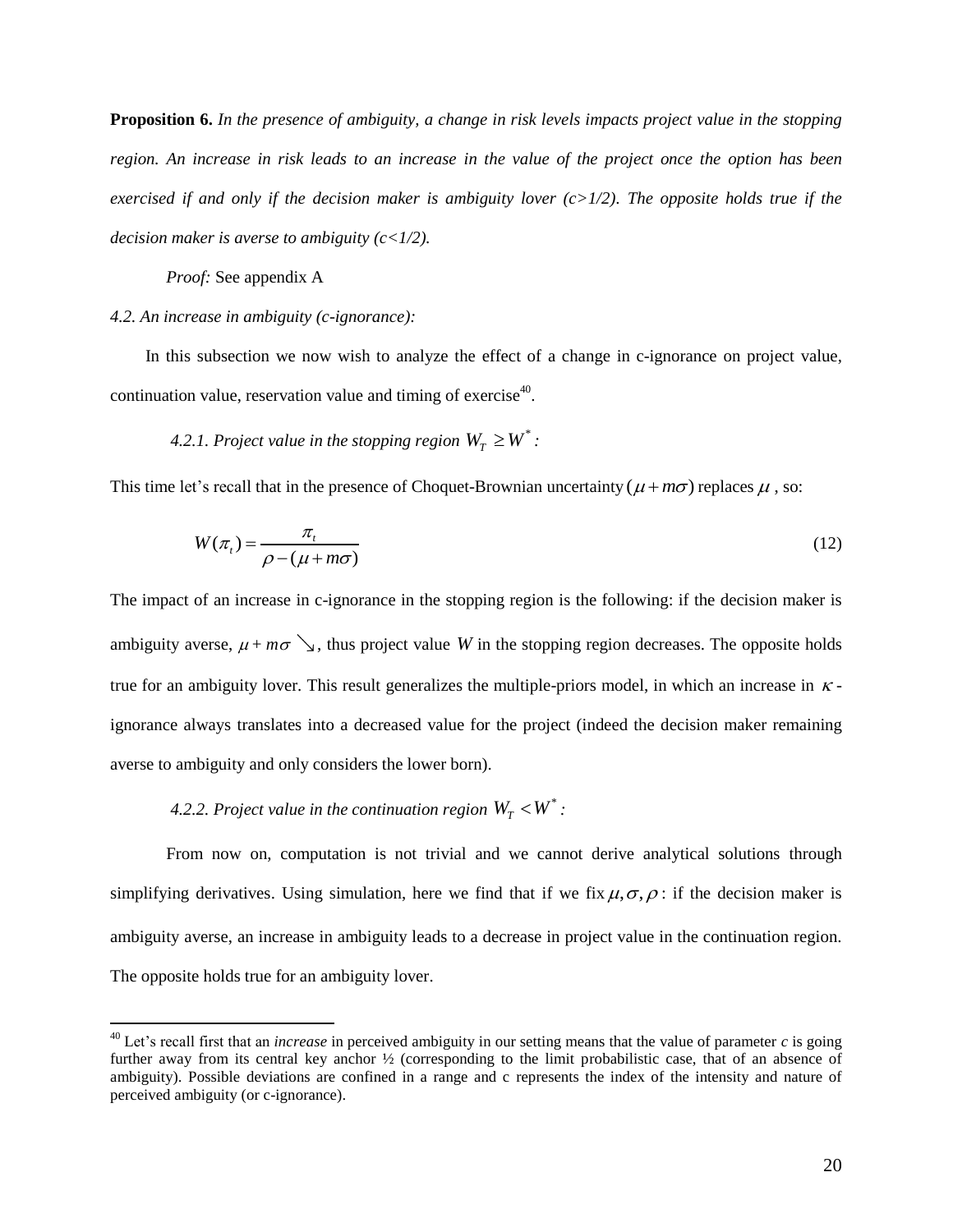**Proposition 6.** *In the presence of ambiguity, a change in risk levels impacts project value in the stopping region. An increase in risk leads to an increase in the value of the project once the option has been exercised if and only if the decision maker is ambiguity lover (c>1/2). The opposite holds true if the decision maker is averse to ambiguity (c<1/2).*

*Proof:* See appendix A

*4.2. An increase in ambiguity (c-ignorance):*

In this subsection we now wish to analyze the effect of a change in c-ignorance on project value, continuation value, reservation value and timing of exercise[40].

*4.2.1. Project value in the stopping region $W_T \geq W^*$:*

This time let's recall that in the presence of Choquet-Brownian uncertainty $(\mu + m\sigma)$ replaces $\mu$ , so:

$$W(\pi_t) = \frac{\pi_t}{\rho - (\mu + m\sigma)} \tag{12}$$

The impact of an increase in c-ignorance in the stopping region is the following: if the decision maker is ambiguity averse, $\mu + m\sigma \searrow$, thus project value $W$ in the stopping region decreases. The opposite holds true for an ambiguity lover. This result generalizes the multiple-priors model, in which an increase in $\kappa$-ignorance always translates into a decreased value for the project (indeed the decision maker remaining averse to ambiguity and only considers the lower born).

*4.2.2. Project value in the continuation region $W_T < W^*$:*

From now on, computation is not trivial and we cannot derive analytical solutions through simplifying derivatives. Using simulation, here we find that if we fix $\mu, \sigma, \rho$: if the decision maker is ambiguity averse, an increase in ambiguity leads to a decrease in project value in the continuation region. The opposite holds true for an ambiguity lover.

[40] Let's recall first that an *increase* in perceived ambiguity in our setting means that the value of parameter *c* is going further away from its central key anchor ½ (corresponding to the limit probabilistic case, that of an absence of ambiguity). Possible deviations are confined in a range and c represents the index of the intensity and nature of perceived ambiguity (or c-ignorance).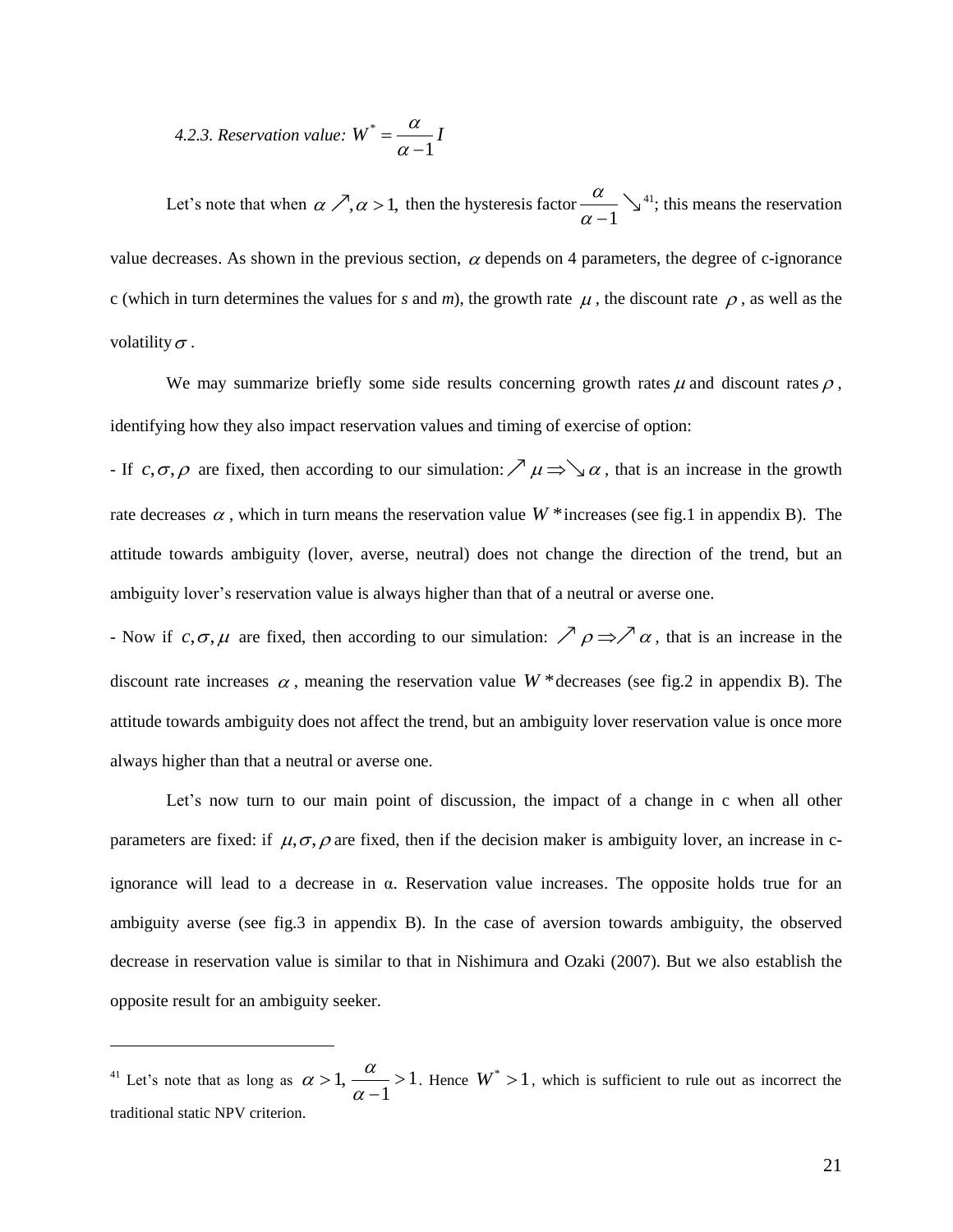#### *4.2.3. Reservation value:* $W^* = \frac{\alpha}{\alpha - 1} I$

Let's note that when $\alpha \nearrow, \alpha > 1,$ then the hysteresis factor $\frac{\alpha}{\alpha - 1} \searrow$[41]; this means the reservation value decreases. As shown in the previous section, $\alpha$ depends on 4 parameters, the degree of c-ignorance c (which in turn determines the values for *s* and *m*), the growth rate $\mu$, the discount rate $\rho$, as well as the volatility $\sigma$.

We may summarize briefly some side results concerning growth rates $\mu$ and discount rates $\rho$, identifying how they also impact reservation values and timing of exercise of option:

- If $c, \sigma, \rho$ are fixed, then according to our simulation: $\nearrow \mu \Rightarrow \searrow \alpha$, that is an increase in the growth rate decreases $\alpha$, which in turn means the reservation value $W^*$ increases (see fig.1 in appendix B). The attitude towards ambiguity (lover, averse, neutral) does not change the direction of the trend, but an ambiguity lover's reservation value is always higher than that of a neutral or averse one.
- Now if $c, \sigma, \mu$ are fixed, then according to our simulation: $\nearrow \rho \Rightarrow \nearrow \alpha$, that is an increase in the discount rate increases $\alpha$, meaning the reservation value $W^*$ decreases (see fig.2 in appendix B). The attitude towards ambiguity does not affect the trend, but an ambiguity lover reservation value is once more always higher than that a neutral or averse one.

Let's now turn to our main point of discussion, the impact of a change in c when all other parameters are fixed: if $\mu, \sigma, \rho$ are fixed, then if the decision maker is ambiguity lover, an increase in c-ignorance will lead to a decrease in α. Reservation value increases. The opposite holds true for an ambiguity averse (see fig.3 in appendix B). In the case of aversion towards ambiguity, the observed decrease in reservation value is similar to that in Nishimura and Ozaki (2007). But we also establish the opposite result for an ambiguity seeker.

---

[41] Let's note that as long as $\alpha > 1, \frac{\alpha}{\alpha - 1} > 1$. Hence $W^* > 1$, which is sufficient to rule out as incorrect the traditional static NPV criterion.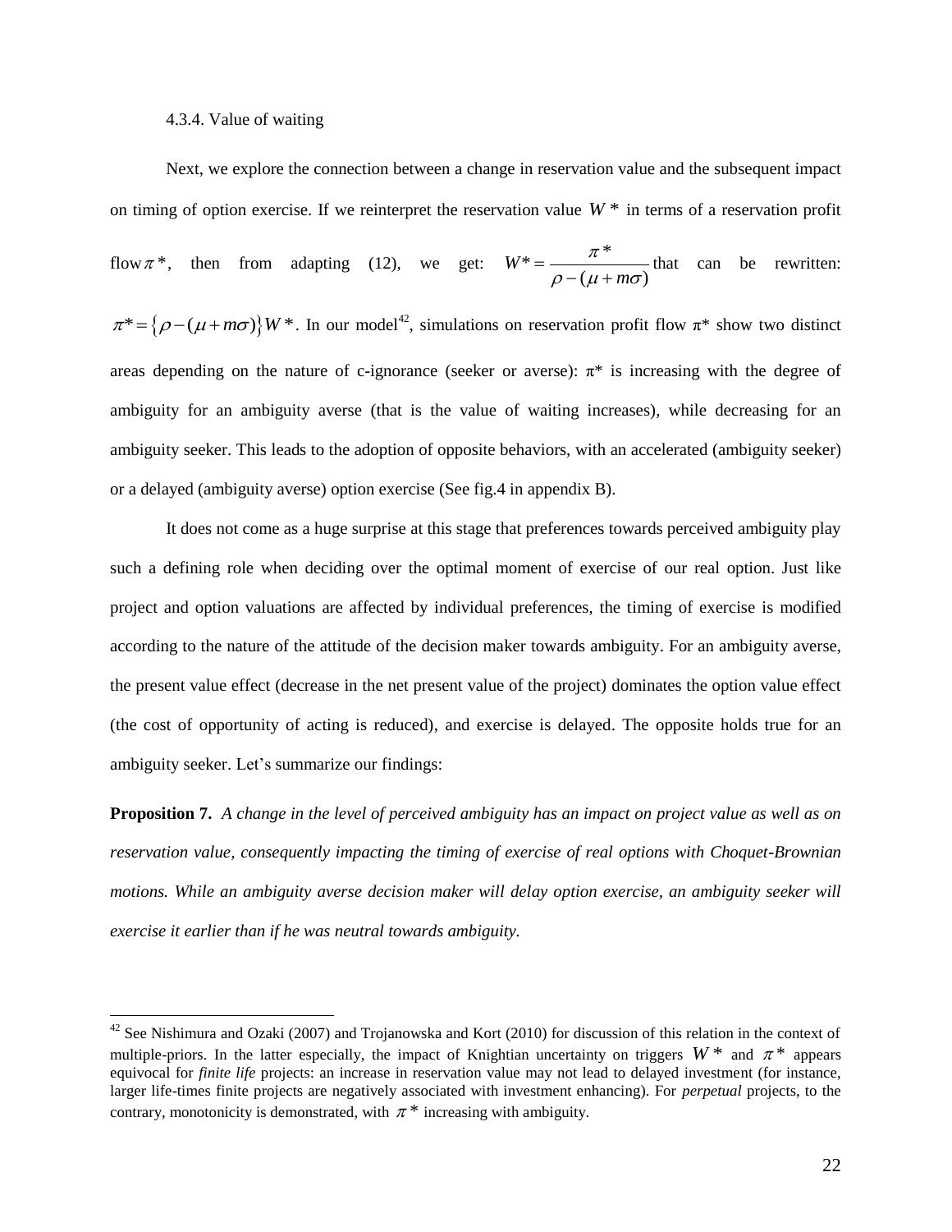#### 4.3.4. Value of waiting

Next, we explore the connection between a change in reservation value and the subsequent impact on timing of option exercise. If we reinterpret the reservation value $W^*$ in terms of a reservation profit flow $\pi^*$, then from adapting (12), we get: $W^* = \dfrac{\pi^*}{\rho - (\mu + m\sigma)}$ that can be rewritten: $\pi^* = \{\rho - (\mu + m\sigma)\} W^*$. In our model[42], simulations on reservation profit flow $\pi^*$ show two distinct areas depending on the nature of c-ignorance (seeker or averse): $\pi^*$ is increasing with the degree of ambiguity for an ambiguity averse (that is the value of waiting increases), while decreasing for an ambiguity seeker. This leads to the adoption of opposite behaviors, with an accelerated (ambiguity seeker) or a delayed (ambiguity averse) option exercise (See fig.4 in appendix B).

It does not come as a huge surprise at this stage that preferences towards perceived ambiguity play such a defining role when deciding over the optimal moment of exercise of our real option. Just like project and option valuations are affected by individual preferences, the timing of exercise is modified according to the nature of the attitude of the decision maker towards ambiguity. For an ambiguity averse, the present value effect (decrease in the net present value of the project) dominates the option value effect (the cost of opportunity of acting is reduced), and exercise is delayed. The opposite holds true for an ambiguity seeker. Let's summarize our findings:

**Proposition 7.** *A change in the level of perceived ambiguity has an impact on project value as well as on reservation value, consequently impacting the timing of exercise of real options with Choquet-Brownian motions. While an ambiguity averse decision maker will delay option exercise, an ambiguity seeker will exercise it earlier than if he was neutral towards ambiguity.*

---

[42] See Nishimura and Ozaki (2007) and Trojanowska and Kort (2010) for discussion of this relation in the context of multiple-priors. In the latter especially, the impact of Knightian uncertainty on triggers $W^*$ and $\pi^*$ appears equivocal for *finite life* projects: an increase in reservation value may not lead to delayed investment (for instance, larger life-times finite projects are negatively associated with investment enhancing). For *perpetual* projects, to the contrary, monotonicity is demonstrated, with $\pi^*$ increasing with ambiguity.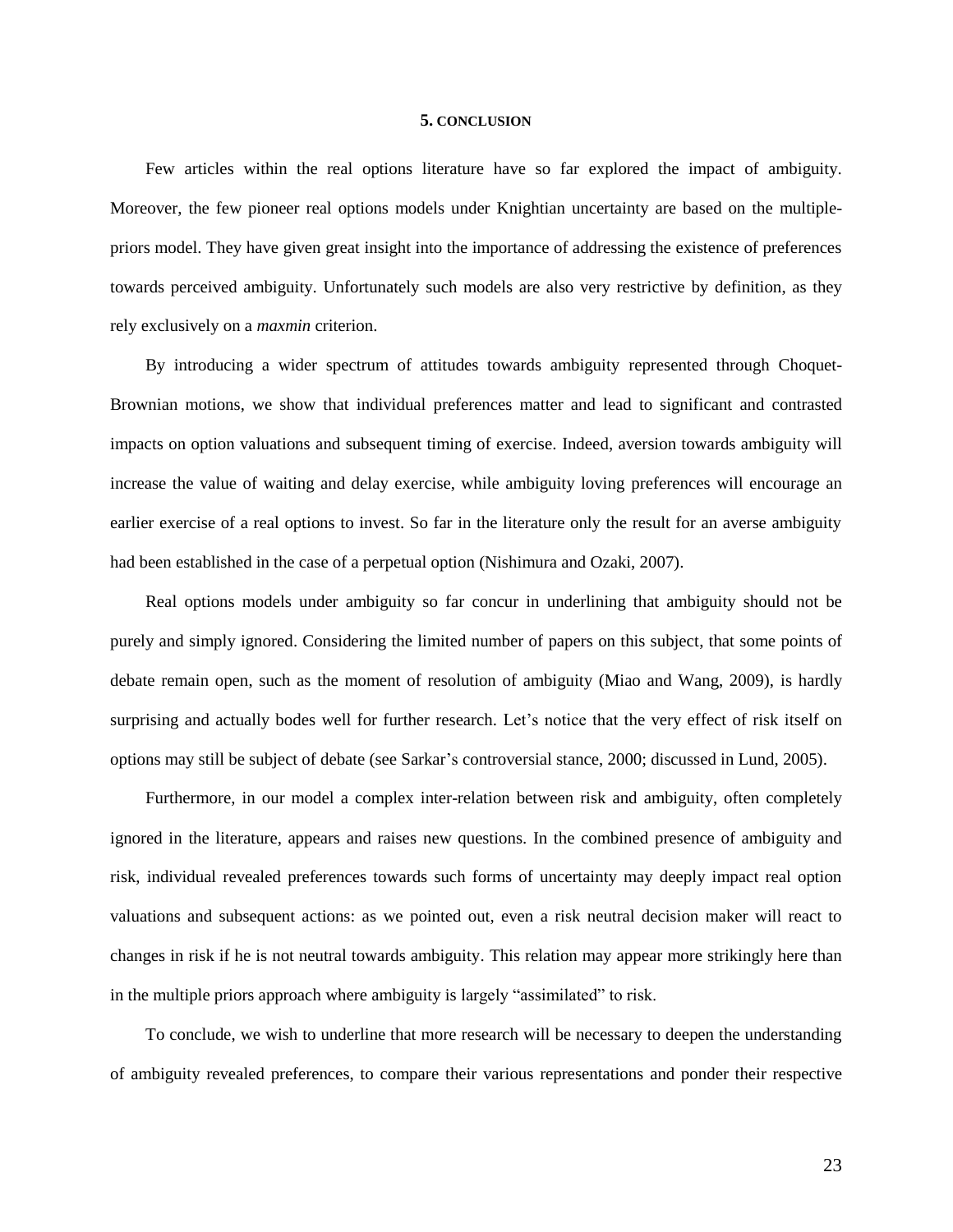## 5. CONCLUSION

Few articles within the real options literature have so far explored the impact of ambiguity. Moreover, the few pioneer real options models under Knightian uncertainty are based on the multiple-priors model. They have given great insight into the importance of addressing the existence of preferences towards perceived ambiguity. Unfortunately such models are also very restrictive by definition, as they rely exclusively on a *maxmin* criterion.

By introducing a wider spectrum of attitudes towards ambiguity represented through Choquet-Brownian motions, we show that individual preferences matter and lead to significant and contrasted impacts on option valuations and subsequent timing of exercise. Indeed, aversion towards ambiguity will increase the value of waiting and delay exercise, while ambiguity loving preferences will encourage an earlier exercise of a real options to invest. So far in the literature only the result for an averse ambiguity had been established in the case of a perpetual option (Nishimura and Ozaki, 2007).

Real options models under ambiguity so far concur in underlining that ambiguity should not be purely and simply ignored. Considering the limited number of papers on this subject, that some points of debate remain open, such as the moment of resolution of ambiguity (Miao and Wang, 2009), is hardly surprising and actually bodes well for further research. Let's notice that the very effect of risk itself on options may still be subject of debate (see Sarkar's controversial stance, 2000; discussed in Lund, 2005).

Furthermore, in our model a complex inter-relation between risk and ambiguity, often completely ignored in the literature, appears and raises new questions. In the combined presence of ambiguity and risk, individual revealed preferences towards such forms of uncertainty may deeply impact real option valuations and subsequent actions: as we pointed out, even a risk neutral decision maker will react to changes in risk if he is not neutral towards ambiguity. This relation may appear more strikingly here than in the multiple priors approach where ambiguity is largely "assimilated" to risk.

To conclude, we wish to underline that more research will be necessary to deepen the understanding of ambiguity revealed preferences, to compare their various representations and ponder their respective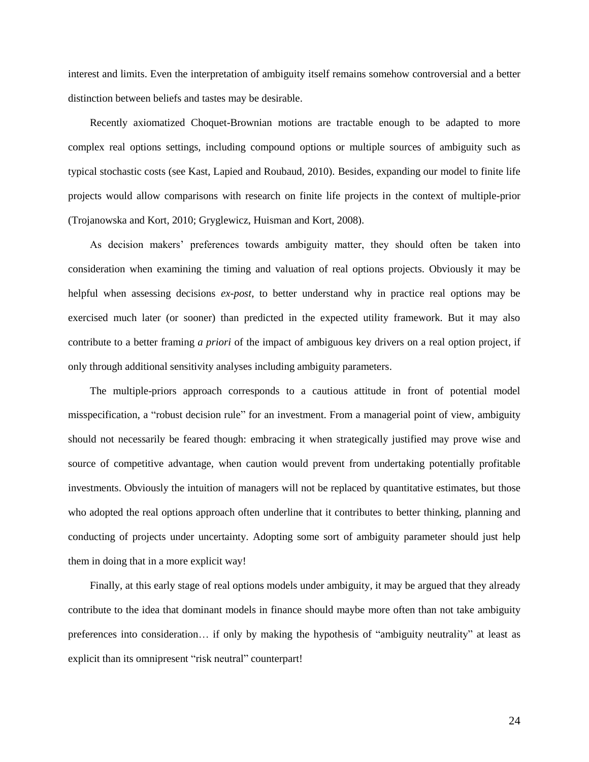interest and limits. Even the interpretation of ambiguity itself remains somehow controversial and a better distinction between beliefs and tastes may be desirable.

Recently axiomatized Choquet-Brownian motions are tractable enough to be adapted to more complex real options settings, including compound options or multiple sources of ambiguity such as typical stochastic costs (see Kast, Lapied and Roubaud, 2010). Besides, expanding our model to finite life projects would allow comparisons with research on finite life projects in the context of multiple-prior (Trojanowska and Kort, 2010; Gryglewicz, Huisman and Kort, 2008).

As decision makers' preferences towards ambiguity matter, they should often be taken into consideration when examining the timing and valuation of real options projects. Obviously it may be helpful when assessing decisions *ex-post,* to better understand why in practice real options may be exercised much later (or sooner) than predicted in the expected utility framework. But it may also contribute to a better framing *a priori* of the impact of ambiguous key drivers on a real option project, if only through additional sensitivity analyses including ambiguity parameters.

The multiple-priors approach corresponds to a cautious attitude in front of potential model misspecification, a "robust decision rule" for an investment. From a managerial point of view, ambiguity should not necessarily be feared though: embracing it when strategically justified may prove wise and source of competitive advantage, when caution would prevent from undertaking potentially profitable investments. Obviously the intuition of managers will not be replaced by quantitative estimates, but those who adopted the real options approach often underline that it contributes to better thinking, planning and conducting of projects under uncertainty. Adopting some sort of ambiguity parameter should just help them in doing that in a more explicit way!

Finally, at this early stage of real options models under ambiguity, it may be argued that they already contribute to the idea that dominant models in finance should maybe more often than not take ambiguity preferences into consideration… if only by making the hypothesis of "ambiguity neutrality" at least as explicit than its omnipresent "risk neutral" counterpart!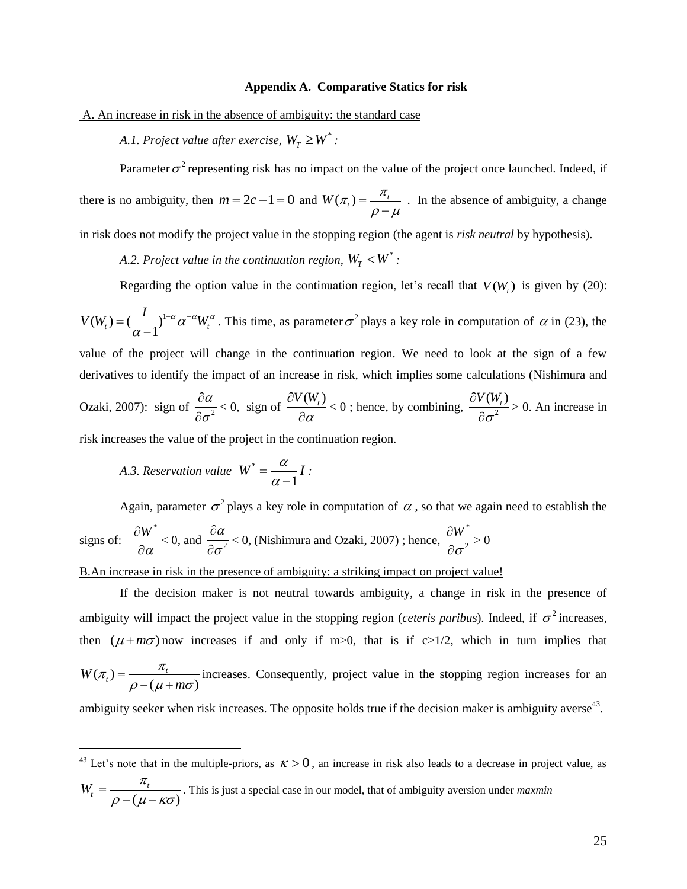### Appendix A. Comparative Statics for risk

A. An increase in risk in the absence of ambiguity: the standard case

*A.1. Project value after exercise,* $W_T \geq W^*$ *:*

Parameter $\sigma^2$ representing risk has no impact on the value of the project once launched. Indeed, if there is no ambiguity, then $m = 2c - 1 = 0$ and $W(\pi_t) = \frac{\pi_t}{\rho - \mu}$ . In the absence of ambiguity, a change in risk does not modify the project value in the stopping region (the agent is *risk neutral* by hypothesis).

*A.2. Project value in the continuation region,* $W_T < W^*$ *:*

Regarding the option value in the continuation region, let's recall that $V(W_t)$ is given by (20): $V(W_t) = (\frac{I}{\alpha - 1})^{1-\alpha} \alpha^{-\alpha} W_t^{\alpha}$ . This time, as parameter $\sigma^2$ plays a key role in computation of $\alpha$ in (23), the value of the project will change in the continuation region. We need to look at the sign of a few derivatives to identify the impact of an increase in risk, which implies some calculations (Nishimura and Ozaki, 2007): sign of $\frac{\partial \alpha}{\partial \sigma^2}$ < 0, sign of $\frac{\partial V(W_t)}{\partial \alpha}$ < 0 ; hence, by combining, $\frac{\partial V(W_t)}{\partial \sigma^2}$ > 0. An increase in risk increases the value of the project in the continuation region.

*A.3. Reservation value* $W^* = \frac{\alpha}{\alpha - 1} I$ *:*

Again, parameter $\sigma^2$ plays a key role in computation of $\alpha$ , so that we again need to establish the signs of: $\frac{\partial W^*}{\partial \alpha}$ < 0, and $\frac{\partial \alpha}{\partial \sigma^2}$ < 0, (Nishimura and Ozaki, 2007) ; hence, $\frac{\partial W^*}{\partial \sigma^2}$ > 0

B.An increase in risk in the presence of ambiguity: a striking impact on project value!

If the decision maker is not neutral towards ambiguity, a change in risk in the presence of ambiguity will impact the project value in the stopping region (*ceteris paribus*). Indeed, if $\sigma^2$ increases, then $(\mu + m\sigma)$ now increases if and only if m>0, that is if c>1/2, which in turn implies that $W(\pi_t) = \frac{\pi_t}{\rho - (\mu + m\sigma)}$ increases. Consequently, project value in the stopping region increases for an ambiguity seeker when risk increases. The opposite holds true if the decision maker is ambiguity averse[43].

---

[43] Let's note that in the multiple-priors, as $\kappa > 0$ , an increase in risk also leads to a decrease in project value, as $W_t = \frac{\pi_t}{\rho - (\mu - \kappa\sigma)}$ . This is just a special case in our model, that of ambiguity aversion under *maxmin*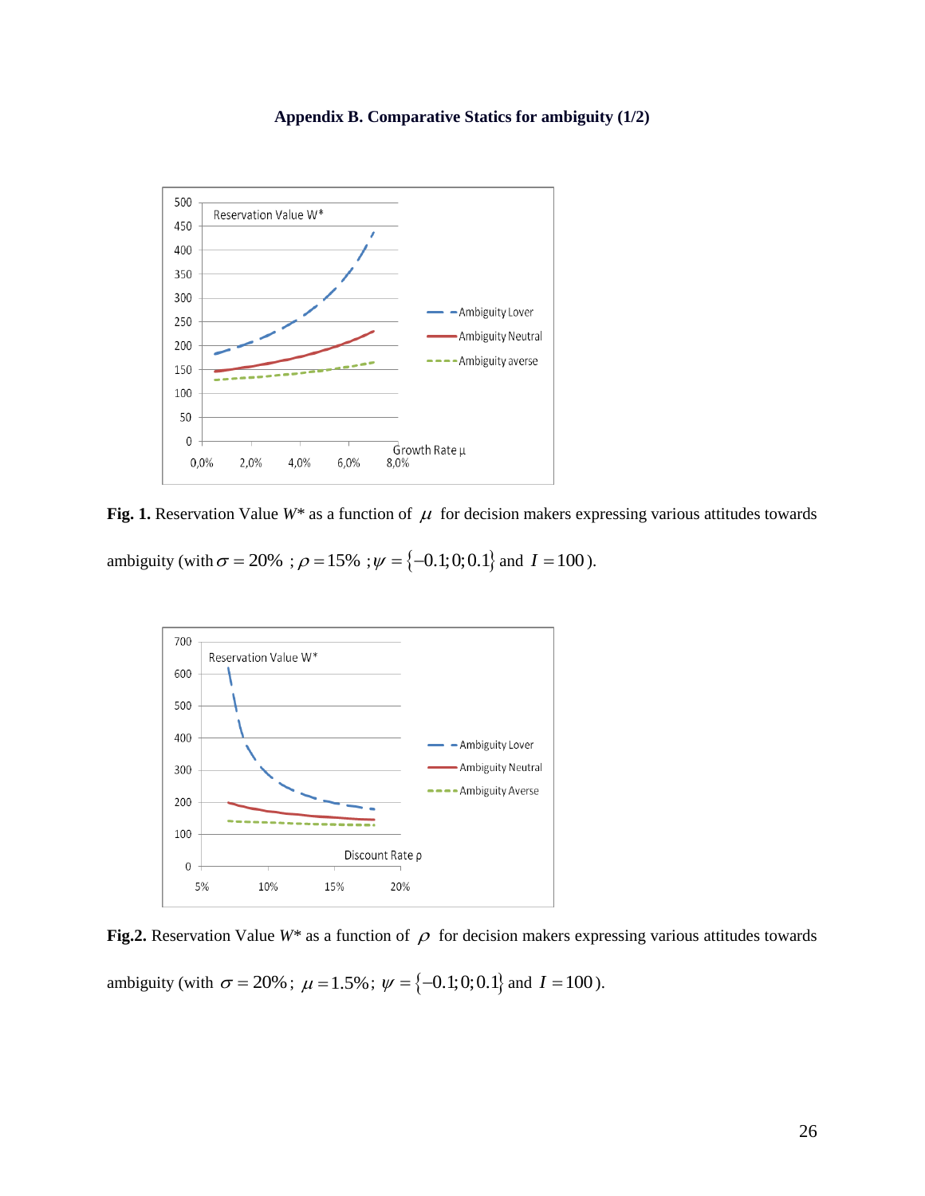**Appendix B. Comparative Statics for ambiguity (1/2)**

**Fig. 1.** Reservation Value *W\** as a function of $\mu$ for decision makers expressing various attitudes towards ambiguity (with $\sigma = 20\%$ ; $\rho = 15\%$ ; $\psi = \{-0.1; 0; 0.1\}$ and $I = 100$).

**Fig.2.** Reservation Value *W\** as a function of $\rho$ for decision makers expressing various attitudes towards ambiguity (with $\sigma = 20\%$; $\mu = 1.5\%$; $\psi = \{-0.1; 0; 0.1\}$ and $I = 100$).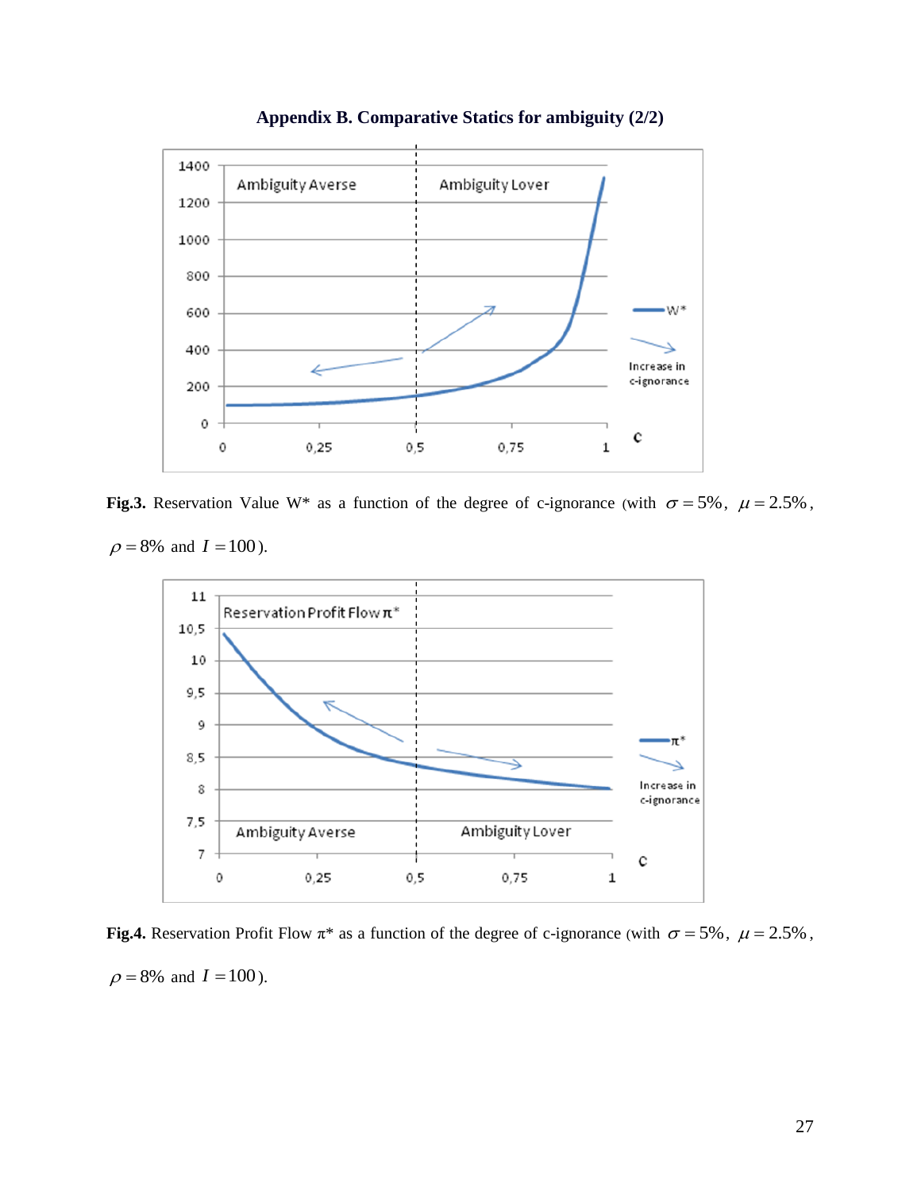# Appendix B. Comparative Statics for ambiguity (2/2)

**Fig.3.** Reservation Value W* as a function of the degree of c-ignorance (with $\sigma = 5\%$, $\mu = 2.5\%$, $\rho = 8\%$ and $I = 100$).

**Fig.4.** Reservation Profit Flow $\pi$* as a function of the degree of c-ignorance (with $\sigma = 5\%$, $\mu = 2.5\%$, $\rho = 8\%$ and $I = 100$).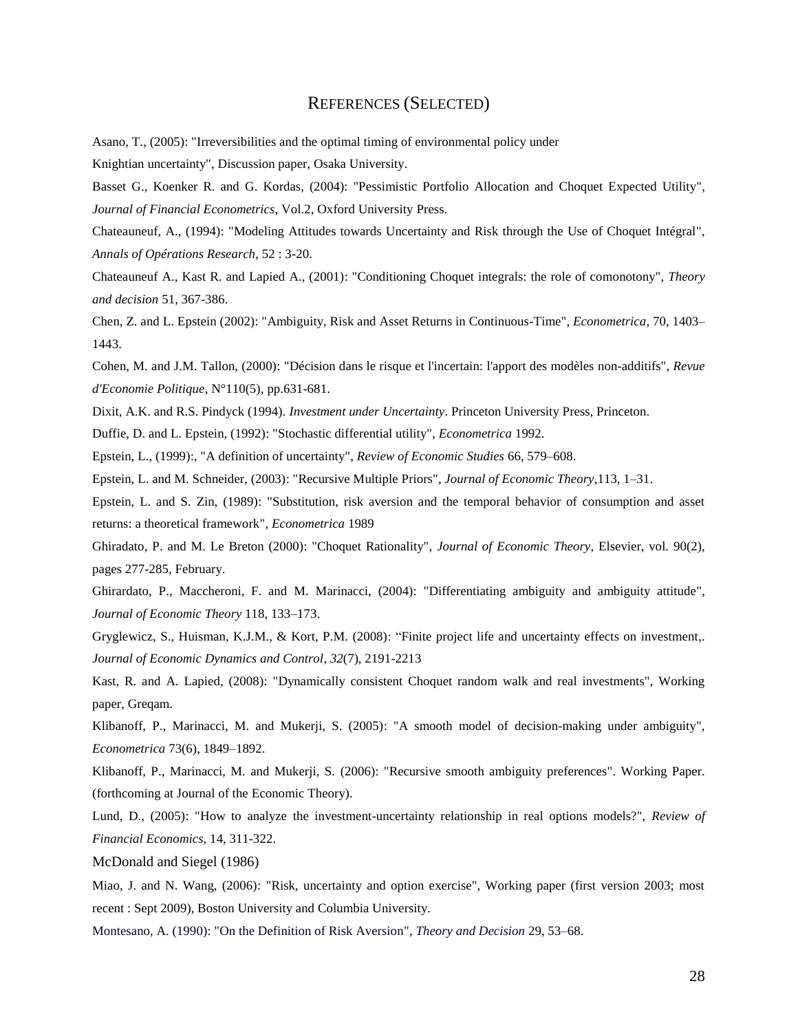# References (Selected)

Asano, T., (2005): "Irreversibilities and the optimal timing of environmental policy under Knightian uncertainty", Discussion paper, Osaka University.

Basset G., Koenker R. and G. Kordas, (2004): "Pessimistic Portfolio Allocation and Choquet Expected Utility", *Journal of Financial Econometrics*, Vol.2, Oxford University Press.

Chateauneuf, A., (1994): "Modeling Attitudes towards Uncertainty and Risk through the Use of Choquet Intégral", *Annals of Opérations Research*, 52 : 3-20.

Chateauneuf A., Kast R. and Lapied A., (2001): "Conditioning Choquet integrals: the role of comonotony", *Theory and decision* 51, 367-386.

Chen, Z. and L. Epstein (2002): "Ambiguity, Risk and Asset Returns in Continuous-Time", *Econometrica*, 70, 1403–1443.

Cohen, M. and J.M. Tallon, (2000): "Décision dans le risque et l'incertain: l'apport des modèles non-additifs", *Revue d'Economie Politique*, N°110(5), pp.631-681.

Dixit, A.K. and R.S. Pindyck (1994). *Investment under Uncertainty*. Princeton University Press, Princeton.

Duffie, D. and L. Epstein, (1992): "Stochastic differential utility", *Econometrica* 1992.

Epstein, L., (1999):, "A definition of uncertainty", *Review of Economic Studies* 66, 579–608.

Epstein, L. and M. Schneider, (2003): "Recursive Multiple Priors", *Journal of Economic Theory*,113, 1–31.

Epstein, L. and S. Zin, (1989): "Substitution, risk aversion and the temporal behavior of consumption and asset returns: a theoretical framework", *Econometrica* 1989

Ghiradato, P. and M. Le Breton (2000): "Choquet Rationality", *Journal of Economic Theory*, Elsevier, vol. 90(2), pages 277-285, February.

Ghirardato, P., Maccheroni, F. and M. Marinacci, (2004): "Differentiating ambiguity and ambiguity attitude", *Journal of Economic Theory* 118, 133–173.

Gryglewicz, S., Huisman, K.J.M., & Kort, P.M. (2008): "Finite project life and uncertainty effects on investment,. *Journal of Economic Dynamics and Control*, *32*(7), 2191-2213

Kast, R. and A. Lapied, (2008): "Dynamically consistent Choquet random walk and real investments", Working paper, Greqam.

Klibanoff, P., Marinacci, M. and Mukerji, S. (2005): "A smooth model of decision-making under ambiguity", *Econometrica* 73(6), 1849–1892.

Klibanoff, P., Marinacci, M. and Mukerji, S. (2006): "Recursive smooth ambiguity preferences". Working Paper. (forthcoming at Journal of the Economic Theory).

Lund, D., (2005): "How to analyze the investment-uncertainty relationship in real options models?", *Review of Financial Economics*, 14, 311-322.

McDonald and Siegel (1986)

Miao, J. and N. Wang, (2006): "Risk, uncertainty and option exercise", Working paper (first version 2003; most recent : Sept 2009), Boston University and Columbia University.

Montesano, A. (1990): "On the Definition of Risk Aversion", *Theory and Decision* 29, 53–68.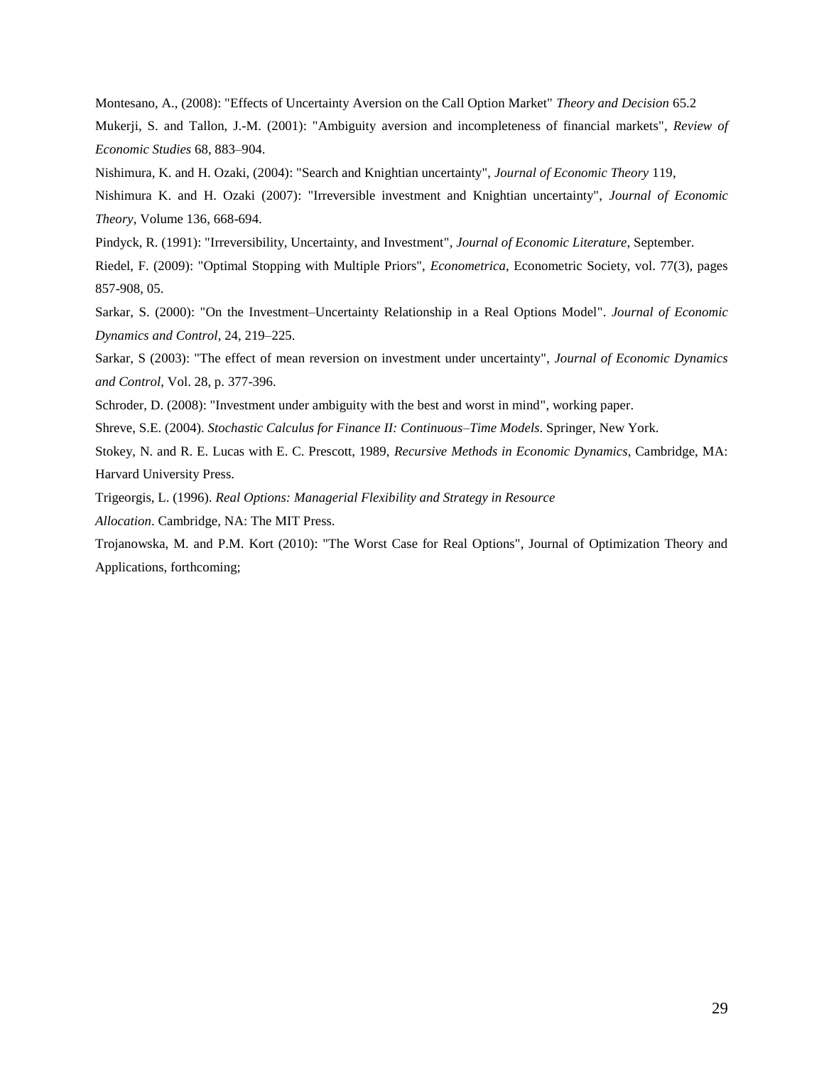Montesano, A., (2008): "Effects of Uncertainty Aversion on the Call Option Market" *Theory and Decision* 65.2

Mukerji, S. and Tallon, J.-M. (2001): "Ambiguity aversion and incompleteness of financial markets", *Review of Economic Studies* 68, 883–904.

Nishimura, K. and H. Ozaki, (2004): "Search and Knightian uncertainty", *Journal of Economic Theory* 119,

Nishimura K. and H. Ozaki (2007): "Irreversible investment and Knightian uncertainty", *Journal of Economic Theory*, Volume 136, 668-694.

Pindyck, R. (1991): "Irreversibility, Uncertainty, and Investment", *Journal of Economic Literature*, September.

Riedel, F. (2009): "Optimal Stopping with Multiple Priors", *Econometrica*, Econometric Society, vol. 77(3), pages 857-908, 05.

Sarkar, S. (2000): "On the Investment–Uncertainty Relationship in a Real Options Model". *Journal of Economic Dynamics and Control*, 24, 219–225.

Sarkar, S (2003): "The effect of mean reversion on investment under uncertainty", *Journal of Economic Dynamics and Control*, Vol. 28, p. 377-396.

Schroder, D. (2008): "Investment under ambiguity with the best and worst in mind", working paper.

Shreve, S.E. (2004). *Stochastic Calculus for Finance II: Continuous–Time Models*. Springer, New York.

Stokey, N. and R. E. Lucas with E. C. Prescott, 1989, *Recursive Methods in Economic Dynamics*, Cambridge, MA: Harvard University Press.

Trigeorgis, L. (1996). *Real Options: Managerial Flexibility and Strategy in Resource Allocation*. Cambridge, NA: The MIT Press.

Trojanowska, M. and P.M. Kort (2010): "The Worst Case for Real Options", Journal of Optimization Theory and Applications, forthcoming;